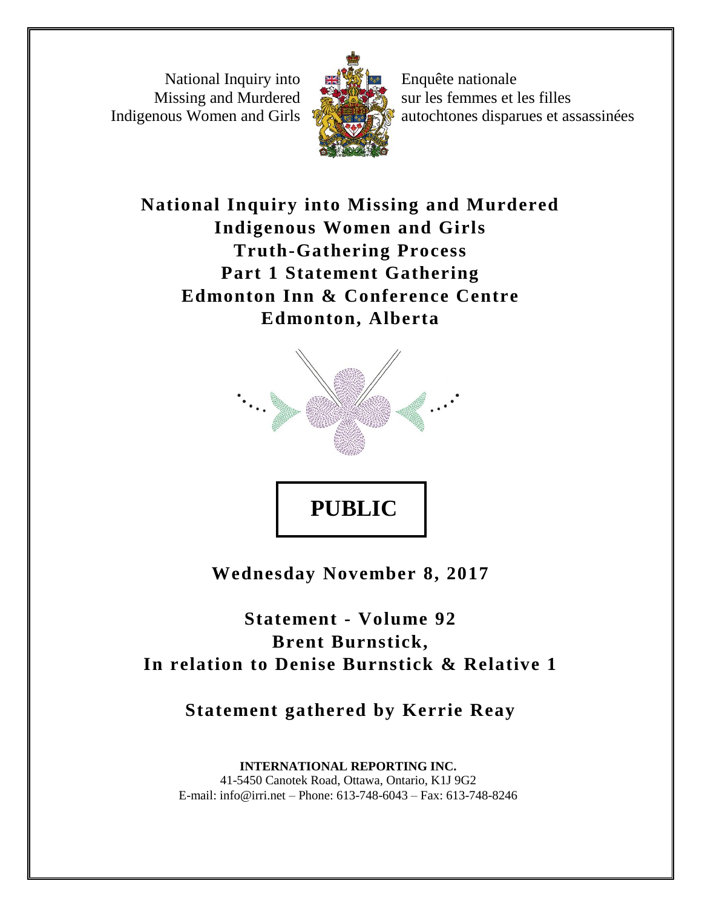National Inquiry into Missing and Murdered Indigenous Women and Girls

Enquête nationale sur les femmes et les filles autochtones disparues et assassinées

# National Inquiry into Missing and Murdered Indigenous Women and Girls
# Truth-Gathering Process
# Part 1 Statement Gathering
# Edmonton Inn & Conference Centre
# Edmonton, Alberta

**PUBLIC**

**Wednesday November 8, 2017**

**Statement - Volume 92**
**Brent Burnstick,**
**In relation to Denise Burnstick & Relative 1**

**Statement gathered by Kerrie Reay**

**INTERNATIONAL REPORTING INC.**
41-5450 Canotek Road, Ottawa, Ontario, K1J 9G2
E-mail: info@irri.net – Phone: 613-748-6043 – Fax: 613-748-8246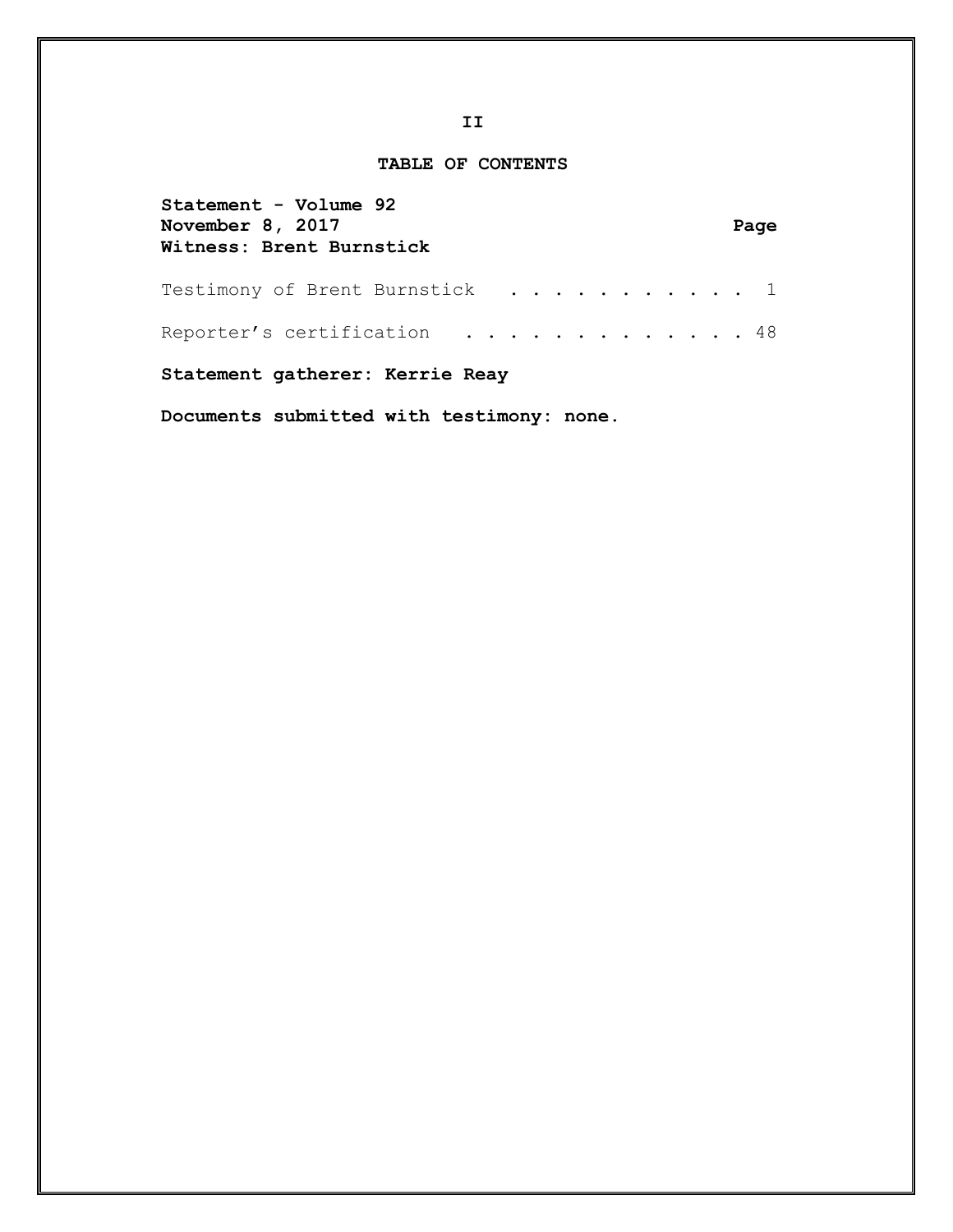## TABLE OF CONTENTS

**Statement - Volume 92**
**November 8, 2017**
**Witness: Brent Burnstick**

| | Page |
|---|---|
| Testimony of Brent Burnstick | 1 |
| Reporter's certification | 48 |

**Statement gatherer: Kerrie Reay**

**Documents submitted with testimony: none.**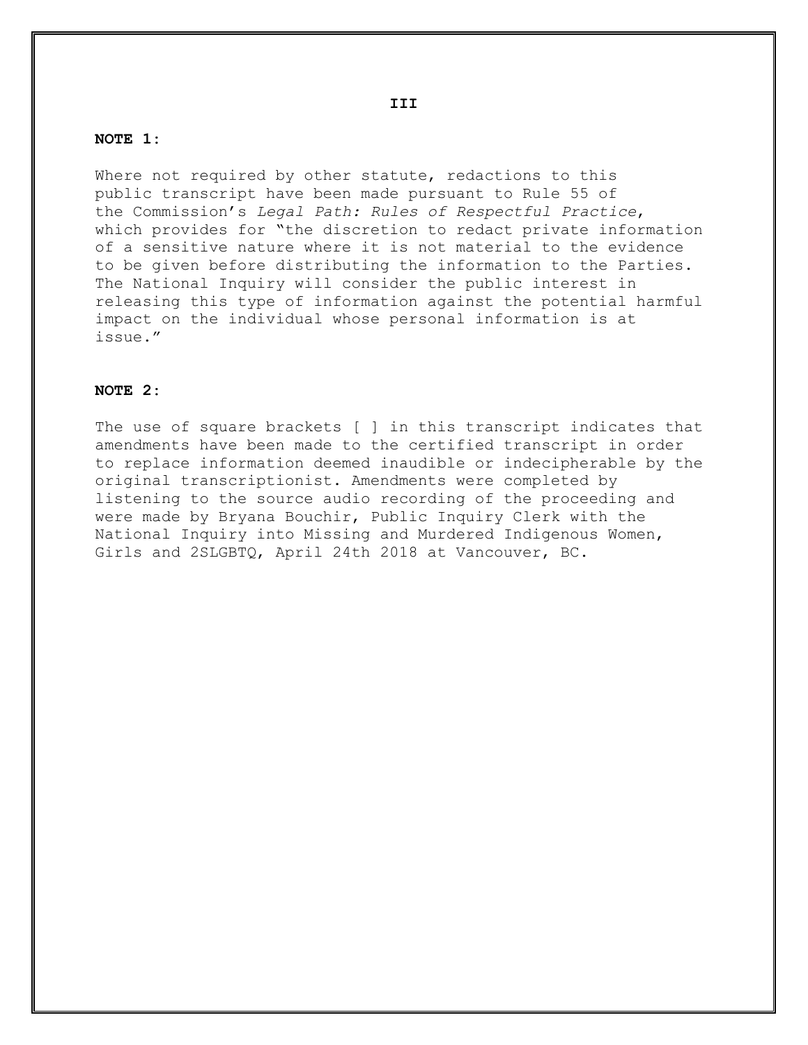**NOTE 1:**

Where not required by other statute, redactions to this public transcript have been made pursuant to Rule 55 of the Commission's *Legal Path: Rules of Respectful Practice*, which provides for "the discretion to redact private information of a sensitive nature where it is not material to the evidence to be given before distributing the information to the Parties. The National Inquiry will consider the public interest in releasing this type of information against the potential harmful impact on the individual whose personal information is at issue."

**NOTE 2:**

The use of square brackets [ ] in this transcript indicates that amendments have been made to the certified transcript in order to replace information deemed inaudible or indecipherable by the original transcriptionist. Amendments were completed by listening to the source audio recording of the proceeding and were made by Bryana Bouchir, Public Inquiry Clerk with the National Inquiry into Missing and Murdered Indigenous Women, Girls and 2SLGBTQ, April 24th 2018 at Vancouver, BC.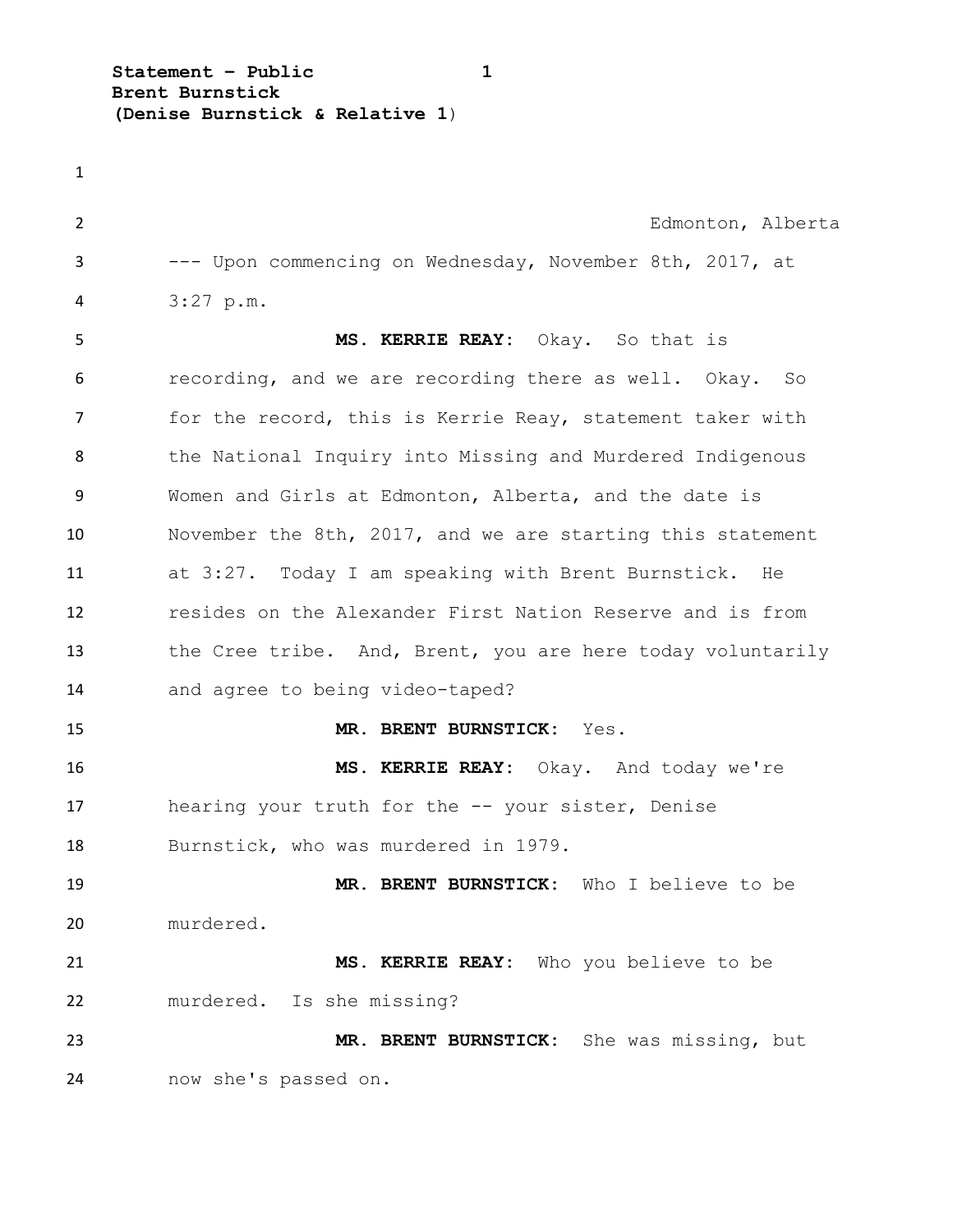Edmonton, Alberta

--- Upon commencing on Wednesday, November 8th, 2017, at 3:27 p.m.

**MS. KERRIE REAY:** Okay. So that is recording, and we are recording there as well. Okay. So for the record, this is Kerrie Reay, statement taker with the National Inquiry into Missing and Murdered Indigenous Women and Girls at Edmonton, Alberta, and the date is November the 8th, 2017, and we are starting this statement at 3:27. Today I am speaking with Brent Burnstick. He resides on the Alexander First Nation Reserve and is from the Cree tribe. And, Brent, you are here today voluntarily and agree to being video-taped?

**MR. BRENT BURNSTICK:** Yes.

**MS. KERRIE REAY:** Okay. And today we're hearing your truth for the -- your sister, Denise Burnstick, who was murdered in 1979.

**MR. BRENT BURNSTICK:** Who I believe to be murdered.

**MS. KERRIE REAY:** Who you believe to be murdered. Is she missing?

**MR. BRENT BURNSTICK:** She was missing, but now she's passed on.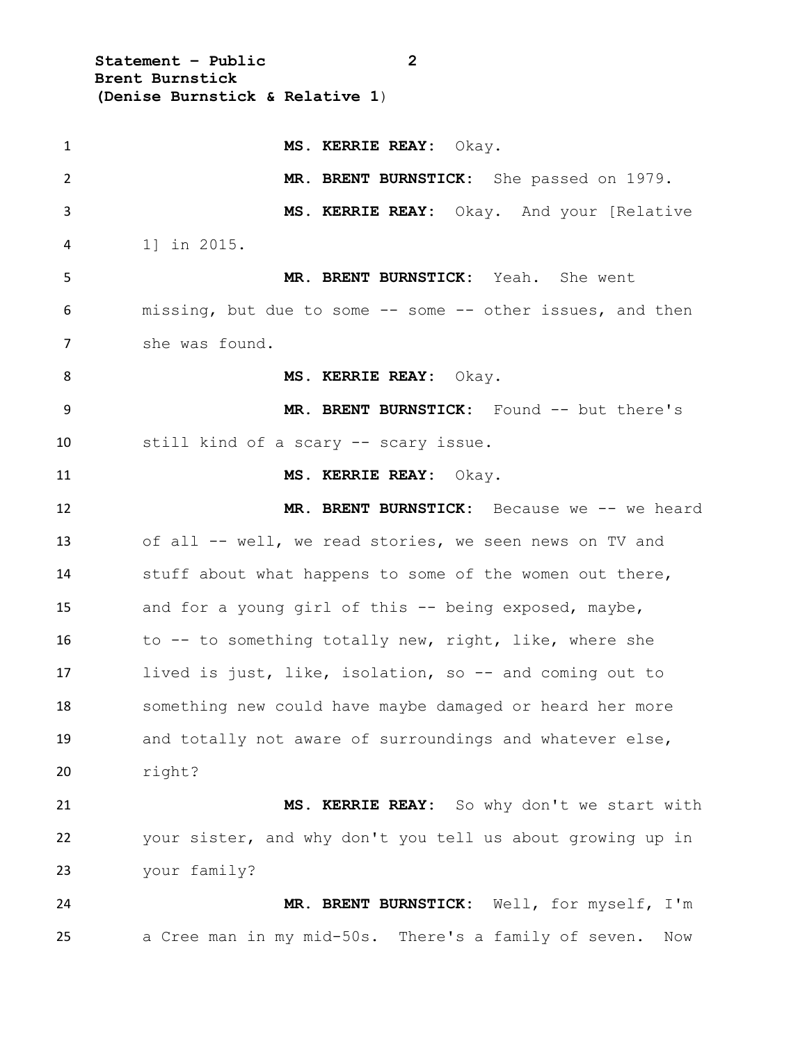**MS. KERRIE REAY:** Okay.

**MR. BRENT BURNSTICK:** She passed on 1979.

**MS. KERRIE REAY:** Okay. And your [Relative 1] in 2015.

**MR. BRENT BURNSTICK:** Yeah. She went missing, but due to some -- some -- other issues, and then she was found.

**MS. KERRIE REAY:** Okay.

**MR. BRENT BURNSTICK:** Found -- but there's still kind of a scary -- scary issue.

**MS. KERRIE REAY:** Okay.

**MR. BRENT BURNSTICK:** Because we -- we heard of all -- well, we read stories, we seen news on TV and stuff about what happens to some of the women out there, and for a young girl of this -- being exposed, maybe, to -- to something totally new, right, like, where she lived is just, like, isolation, so -- and coming out to something new could have maybe damaged or heard her more and totally not aware of surroundings and whatever else, right?

**MS. KERRIE REAY:** So why don't we start with your sister, and why don't you tell us about growing up in your family?

**MR. BRENT BURNSTICK:** Well, for myself, I'm a Cree man in my mid-50s. There's a family of seven. Now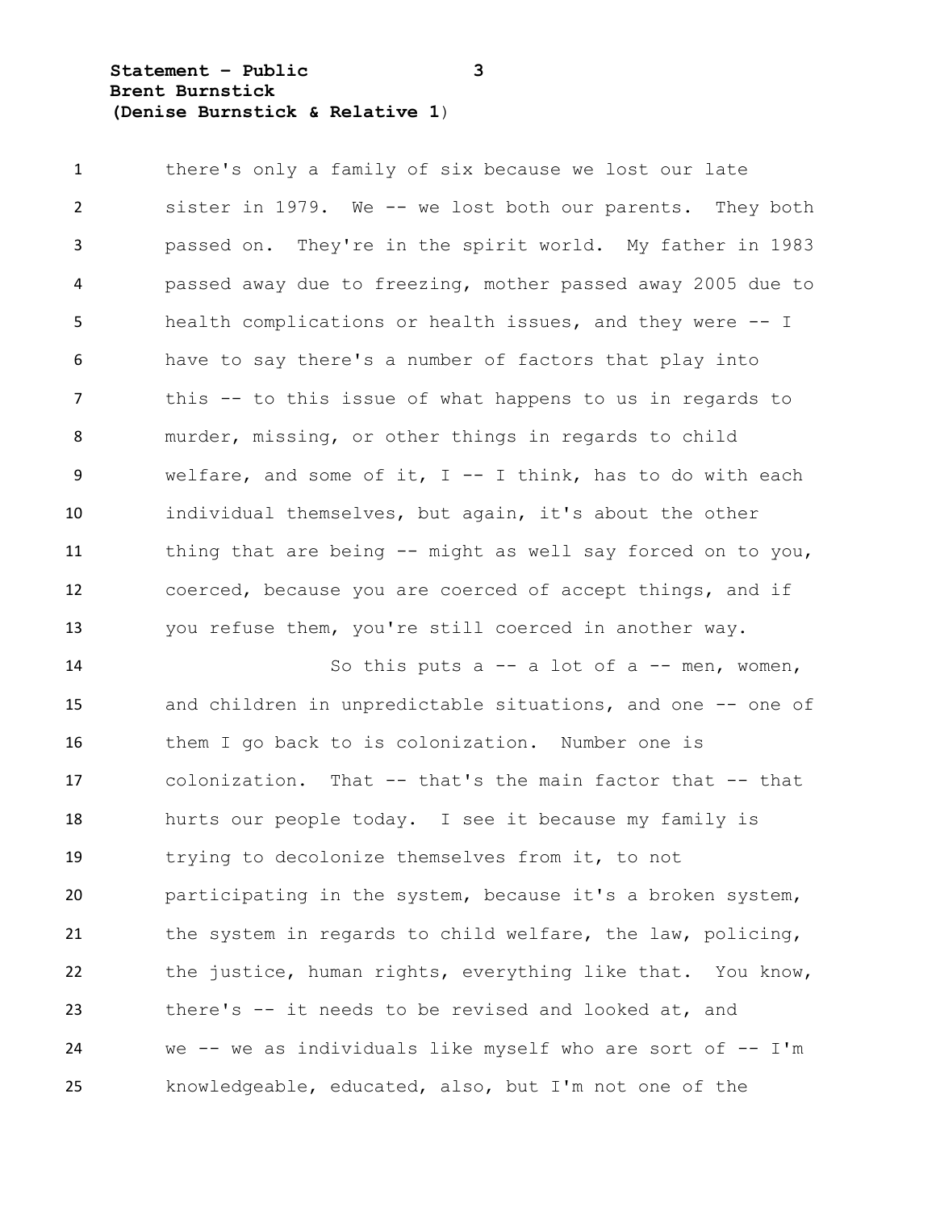there's only a family of six because we lost our late sister in 1979. We -- we lost both our parents. They both passed on. They're in the spirit world. My father in 1983 passed away due to freezing, mother passed away 2005 due to health complications or health issues, and they were -- I have to say there's a number of factors that play into this -- to this issue of what happens to us in regards to murder, missing, or other things in regards to child welfare, and some of it, I -- I think, has to do with each individual themselves, but again, it's about the other thing that are being -- might as well say forced on to you, coerced, because you are coerced of accept things, and if you refuse them, you're still coerced in another way.

So this puts a -- a lot of a -- men, women, and children in unpredictable situations, and one -- one of them I go back to is colonization. Number one is colonization. That -- that's the main factor that -- that hurts our people today. I see it because my family is trying to decolonize themselves from it, to not participating in the system, because it's a broken system, the system in regards to child welfare, the law, policing, the justice, human rights, everything like that. You know, there's -- it needs to be revised and looked at, and we -- we as individuals like myself who are sort of -- I'm knowledgeable, educated, also, but I'm not one of the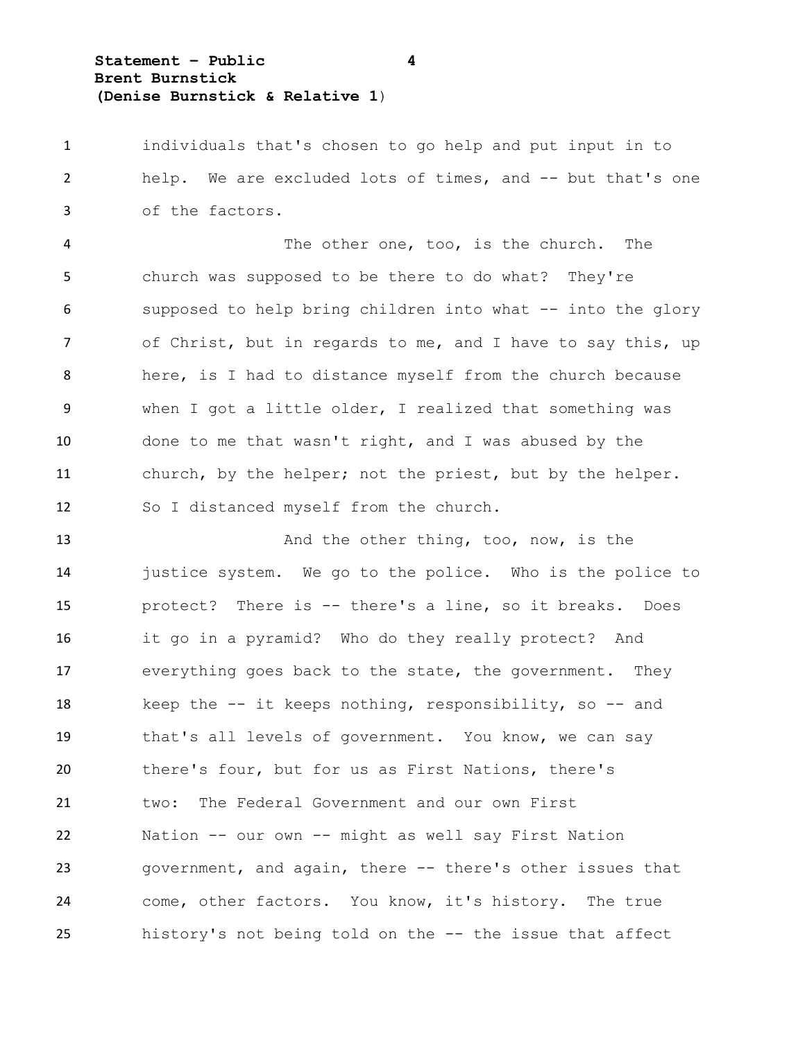individuals that's chosen to go help and put input in to help. We are excluded lots of times, and -- but that's one of the factors.

The other one, too, is the church. The church was supposed to be there to do what? They're supposed to help bring children into what -- into the glory of Christ, but in regards to me, and I have to say this, up here, is I had to distance myself from the church because when I got a little older, I realized that something was done to me that wasn't right, and I was abused by the church, by the helper; not the priest, but by the helper. So I distanced myself from the church.

And the other thing, too, now, is the justice system. We go to the police. Who is the police to protect? There is -- there's a line, so it breaks. Does it go in a pyramid? Who do they really protect? And everything goes back to the state, the government. They keep the -- it keeps nothing, responsibility, so -- and that's all levels of government. You know, we can say there's four, but for us as First Nations, there's two: The Federal Government and our own First Nation -- our own -- might as well say First Nation government, and again, there -- there's other issues that come, other factors. You know, it's history. The true history's not being told on the -- the issue that affect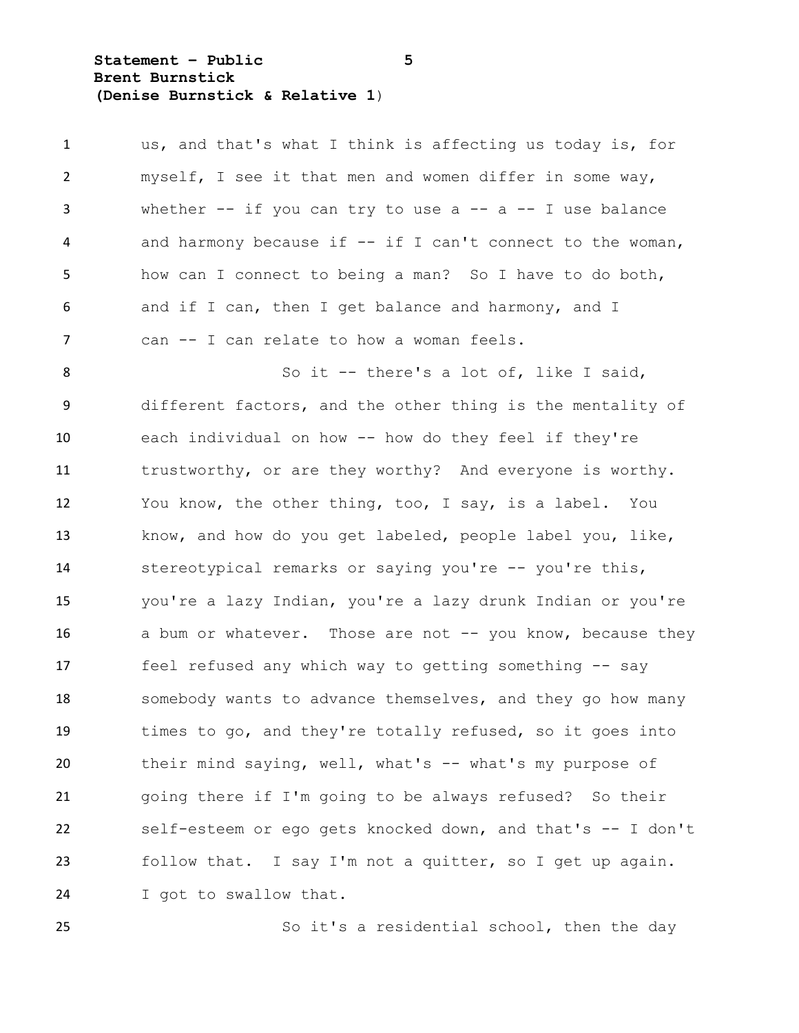us, and that's what I think is affecting us today is, for myself, I see it that men and women differ in some way, whether -- if you can try to use a -- a -- I use balance and harmony because if -- if I can't connect to the woman, how can I connect to being a man? So I have to do both, and if I can, then I get balance and harmony, and I can -- I can relate to how a woman feels.

So it -- there's a lot of, like I said, different factors, and the other thing is the mentality of each individual on how -- how do they feel if they're trustworthy, or are they worthy? And everyone is worthy. You know, the other thing, too, I say, is a label. You know, and how do you get labeled, people label you, like, stereotypical remarks or saying you're -- you're this, you're a lazy Indian, you're a lazy drunk Indian or you're a bum or whatever. Those are not -- you know, because they feel refused any which way to getting something -- say somebody wants to advance themselves, and they go how many times to go, and they're totally refused, so it goes into their mind saying, well, what's -- what's my purpose of going there if I'm going to be always refused? So their self-esteem or ego gets knocked down, and that's -- I don't follow that. I say I'm not a quitter, so I get up again. I got to swallow that.

So it's a residential school, then the day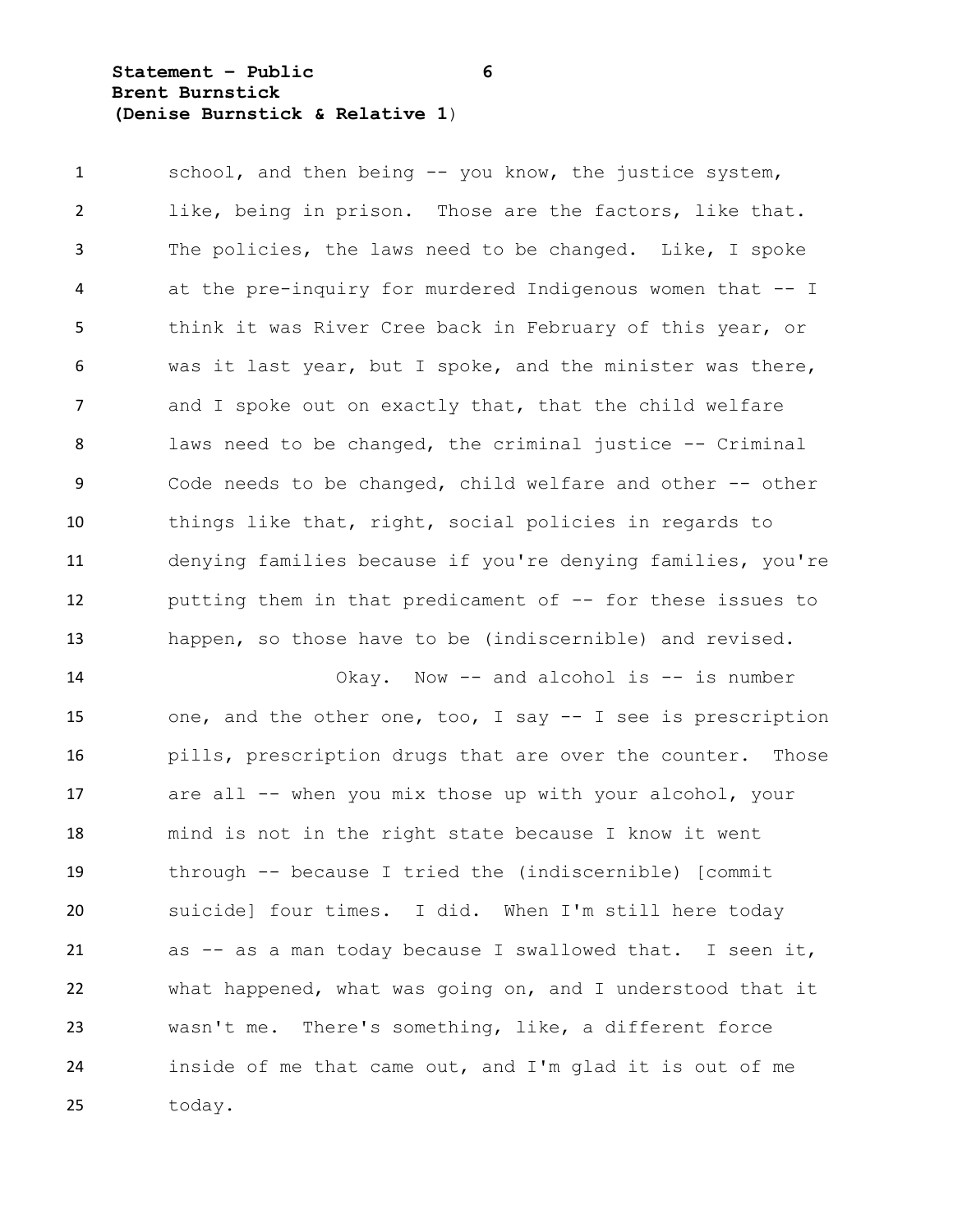school, and then being -- you know, the justice system, like, being in prison. Those are the factors, like that. The policies, the laws need to be changed. Like, I spoke at the pre-inquiry for murdered Indigenous women that -- I think it was River Cree back in February of this year, or was it last year, but I spoke, and the minister was there, and I spoke out on exactly that, that the child welfare laws need to be changed, the criminal justice -- Criminal Code needs to be changed, child welfare and other -- other things like that, right, social policies in regards to denying families because if you're denying families, you're putting them in that predicament of -- for these issues to happen, so those have to be (indiscernible) and revised.

Okay. Now -- and alcohol is -- is number one, and the other one, too, I say -- I see is prescription pills, prescription drugs that are over the counter. Those are all -- when you mix those up with your alcohol, your mind is not in the right state because I know it went through -- because I tried the (indiscernible) [commit suicide] four times. I did. When I'm still here today as -- as a man today because I swallowed that. I seen it, what happened, what was going on, and I understood that it wasn't me. There's something, like, a different force inside of me that came out, and I'm glad it is out of me today.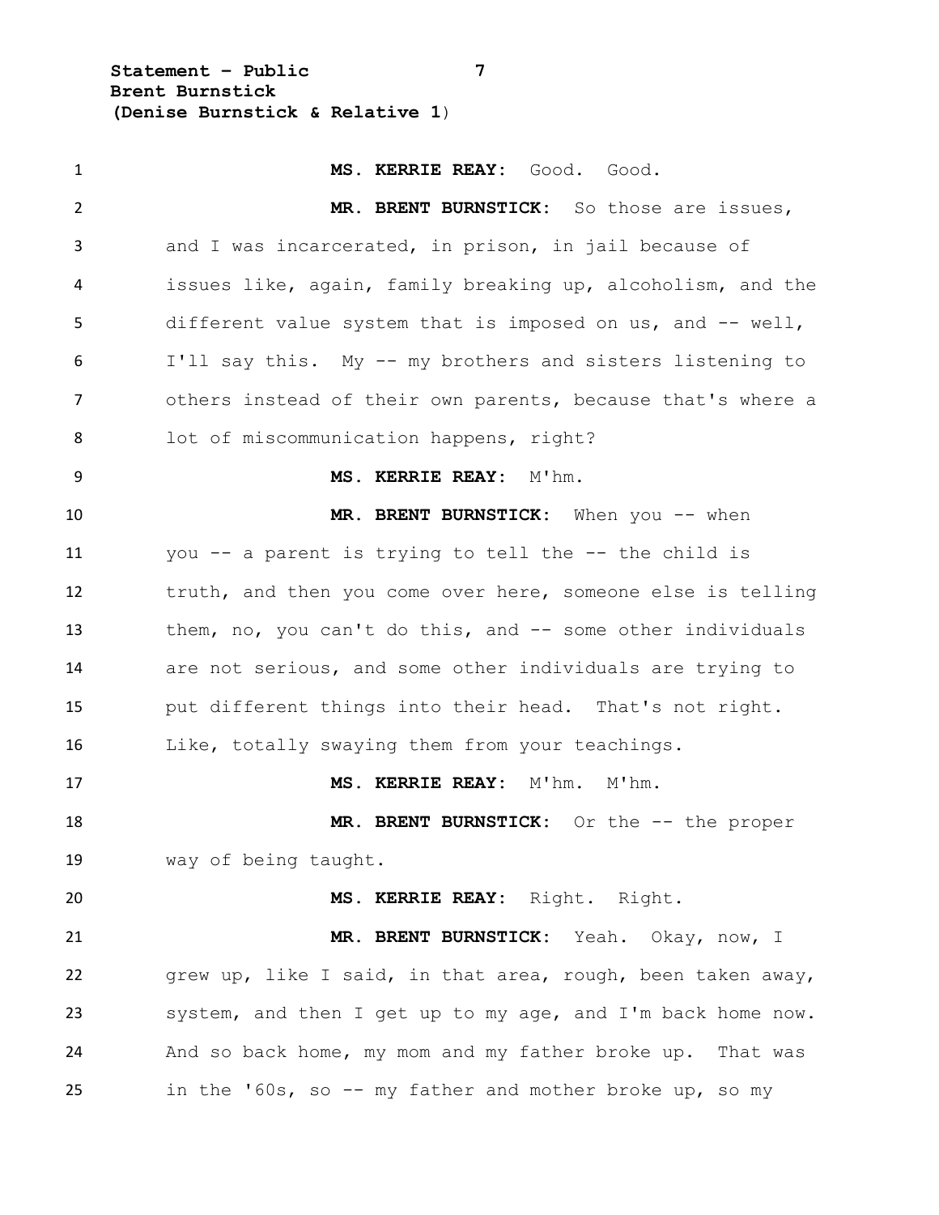**MS. KERRIE REAY:** Good. Good.

**MR. BRENT BURNSTICK:** So those are issues, and I was incarcerated, in prison, in jail because of issues like, again, family breaking up, alcoholism, and the different value system that is imposed on us, and -- well, I'll say this. My -- my brothers and sisters listening to others instead of their own parents, because that's where a lot of miscommunication happens, right?

**MS. KERRIE REAY:** M'hm.

**MR. BRENT BURNSTICK:** When you -- when you -- a parent is trying to tell the -- the child is truth, and then you come over here, someone else is telling them, no, you can't do this, and -- some other individuals are not serious, and some other individuals are trying to put different things into their head. That's not right. Like, totally swaying them from your teachings.

**MS. KERRIE REAY:** M'hm. M'hm.

**MR. BRENT BURNSTICK:** Or the -- the proper way of being taught.

**MS. KERRIE REAY:** Right. Right.

**MR. BRENT BURNSTICK:** Yeah. Okay, now, I grew up, like I said, in that area, rough, been taken away, system, and then I get up to my age, and I'm back home now. And so back home, my mom and my father broke up. That was in the '60s, so -- my father and mother broke up, so my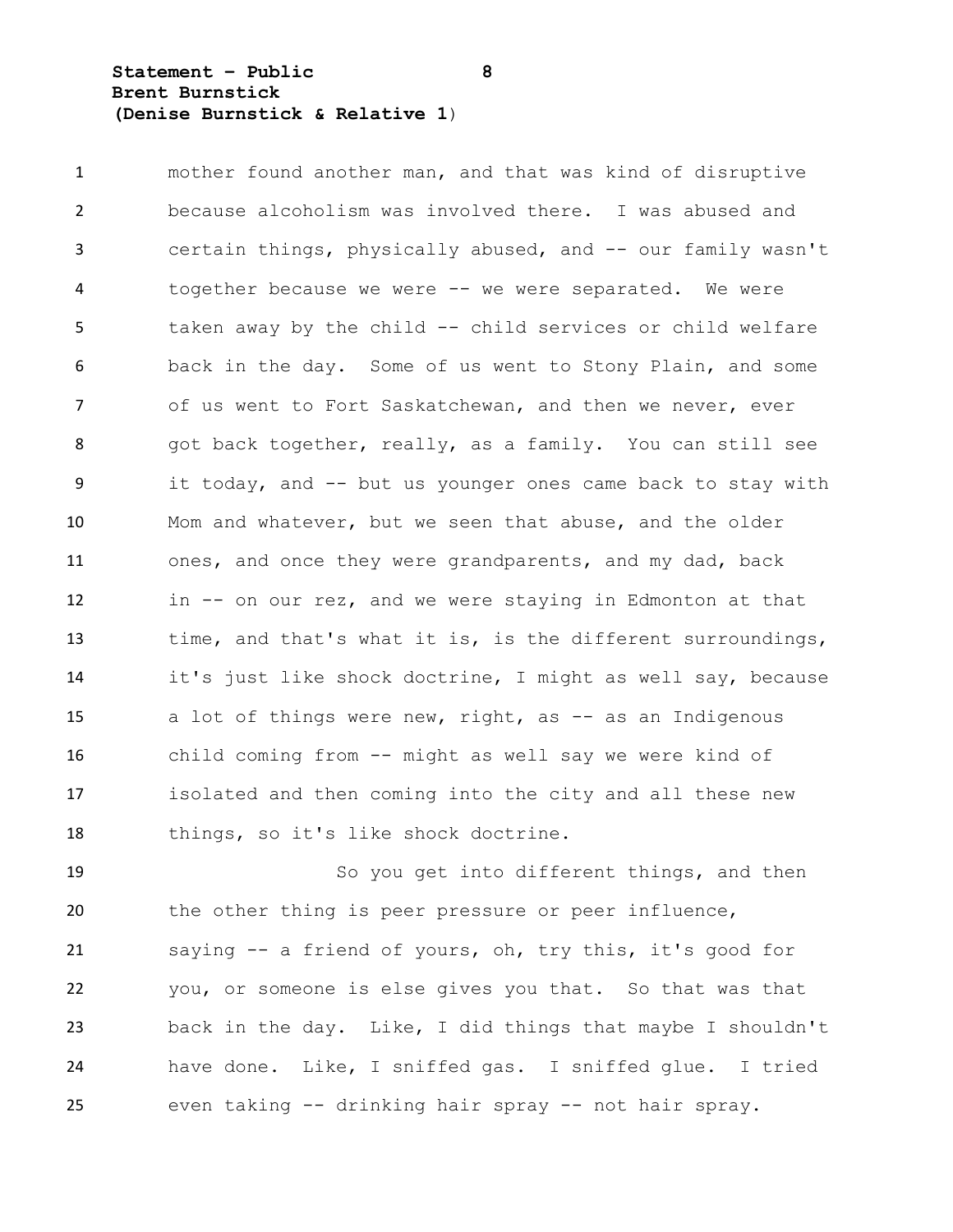mother found another man, and that was kind of disruptive because alcoholism was involved there. I was abused and certain things, physically abused, and -- our family wasn't together because we were -- we were separated. We were taken away by the child -- child services or child welfare back in the day. Some of us went to Stony Plain, and some of us went to Fort Saskatchewan, and then we never, ever got back together, really, as a family. You can still see it today, and -- but us younger ones came back to stay with Mom and whatever, but we seen that abuse, and the older ones, and once they were grandparents, and my dad, back in -- on our rez, and we were staying in Edmonton at that time, and that's what it is, is the different surroundings, it's just like shock doctrine, I might as well say, because a lot of things were new, right, as -- as an Indigenous child coming from -- might as well say we were kind of isolated and then coming into the city and all these new things, so it's like shock doctrine.

So you get into different things, and then the other thing is peer pressure or peer influence, saying -- a friend of yours, oh, try this, it's good for you, or someone is else gives you that. So that was that back in the day. Like, I did things that maybe I shouldn't have done. Like, I sniffed gas. I sniffed glue. I tried even taking -- drinking hair spray -- not hair spray.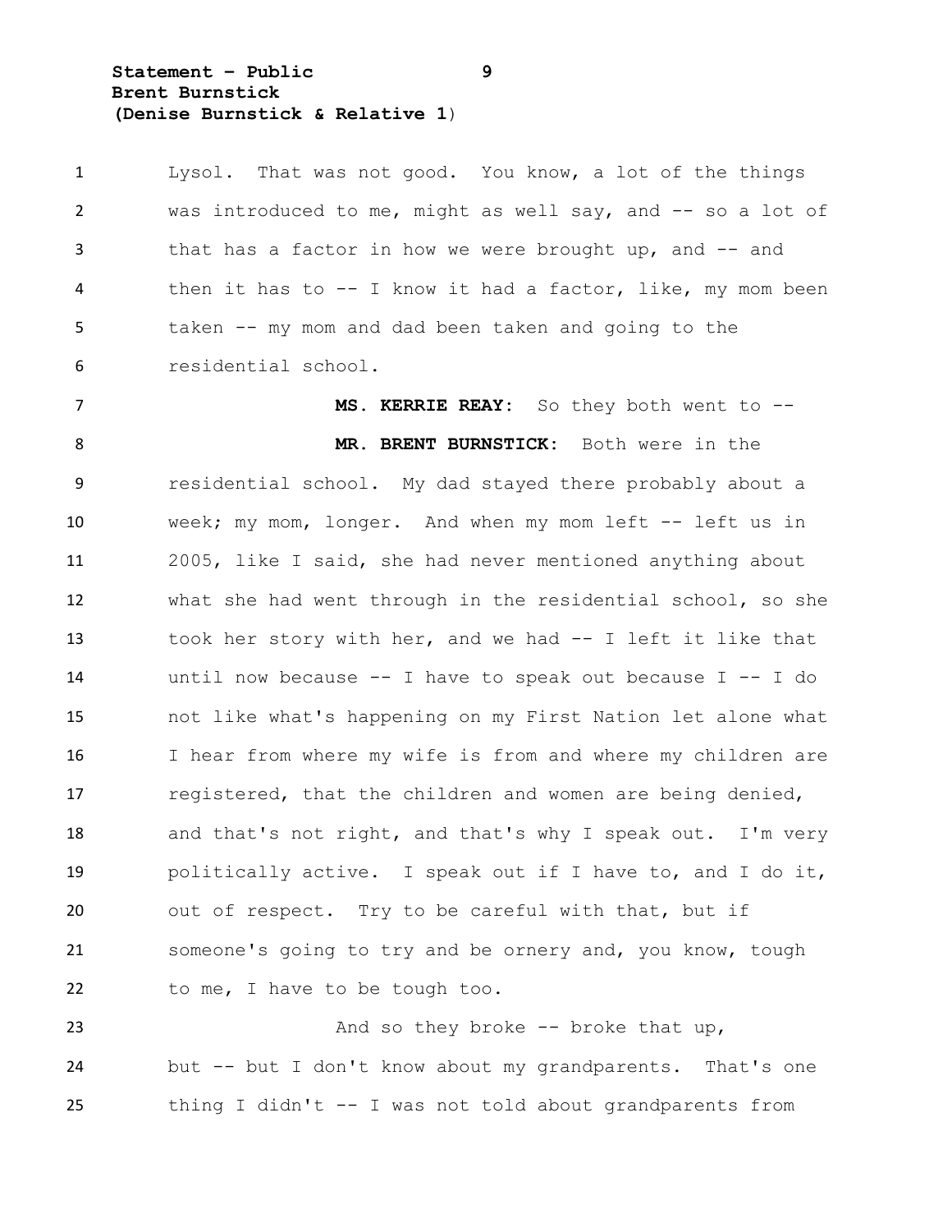Lysol. That was not good. You know, a lot of the things was introduced to me, might as well say, and -- so a lot of that has a factor in how we were brought up, and -- and then it has to -- I know it had a factor, like, my mom been taken -- my mom and dad been taken and going to the residential school.

**MS. KERRIE REAY:** So they both went to --

**MR. BRENT BURNSTICK:** Both were in the residential school. My dad stayed there probably about a week; my mom, longer. And when my mom left -- left us in 2005, like I said, she had never mentioned anything about what she had went through in the residential school, so she took her story with her, and we had -- I left it like that until now because -- I have to speak out because I -- I do not like what's happening on my First Nation let alone what I hear from where my wife is from and where my children are registered, that the children and women are being denied, and that's not right, and that's why I speak out. I'm very politically active. I speak out if I have to, and I do it, out of respect. Try to be careful with that, but if someone's going to try and be ornery and, you know, tough to me, I have to be tough too.

And so they broke -- broke that up, but -- but I don't know about my grandparents. That's one thing I didn't -- I was not told about grandparents from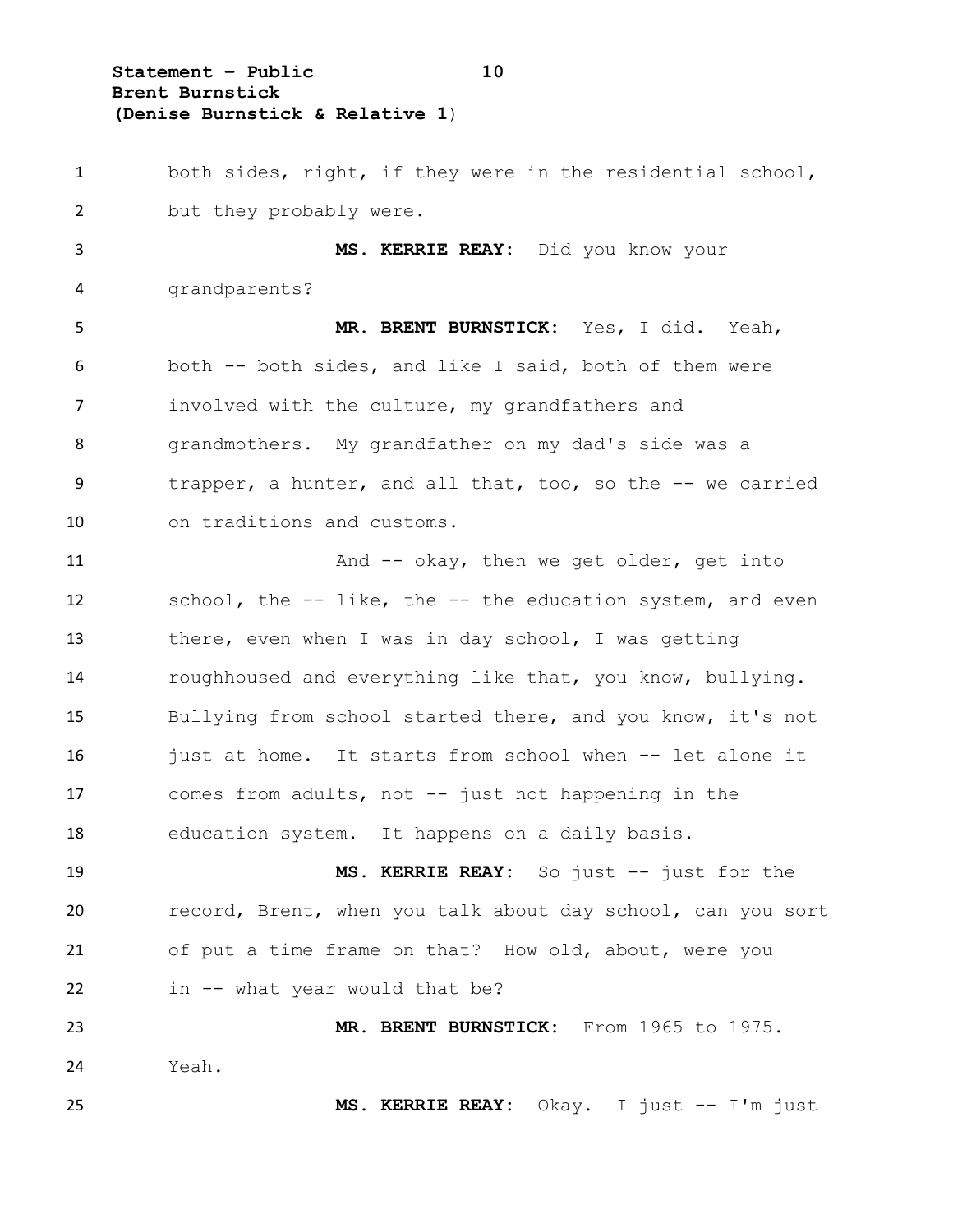both sides, right, if they were in the residential school, but they probably were.

**MS. KERRIE REAY:** Did you know your grandparents?

**MR. BRENT BURNSTICK:** Yes, I did. Yeah, both -- both sides, and like I said, both of them were involved with the culture, my grandfathers and grandmothers. My grandfather on my dad's side was a trapper, a hunter, and all that, too, so the -- we carried on traditions and customs.

And -- okay, then we get older, get into school, the -- like, the -- the education system, and even there, even when I was in day school, I was getting roughhoused and everything like that, you know, bullying. Bullying from school started there, and you know, it's not just at home. It starts from school when -- let alone it comes from adults, not -- just not happening in the education system. It happens on a daily basis.

**MS. KERRIE REAY:** So just -- just for the record, Brent, when you talk about day school, can you sort of put a time frame on that? How old, about, were you in -- what year would that be?

**MR. BRENT BURNSTICK:** From 1965 to 1975. Yeah.

**MS. KERRIE REAY:** Okay. I just -- I'm just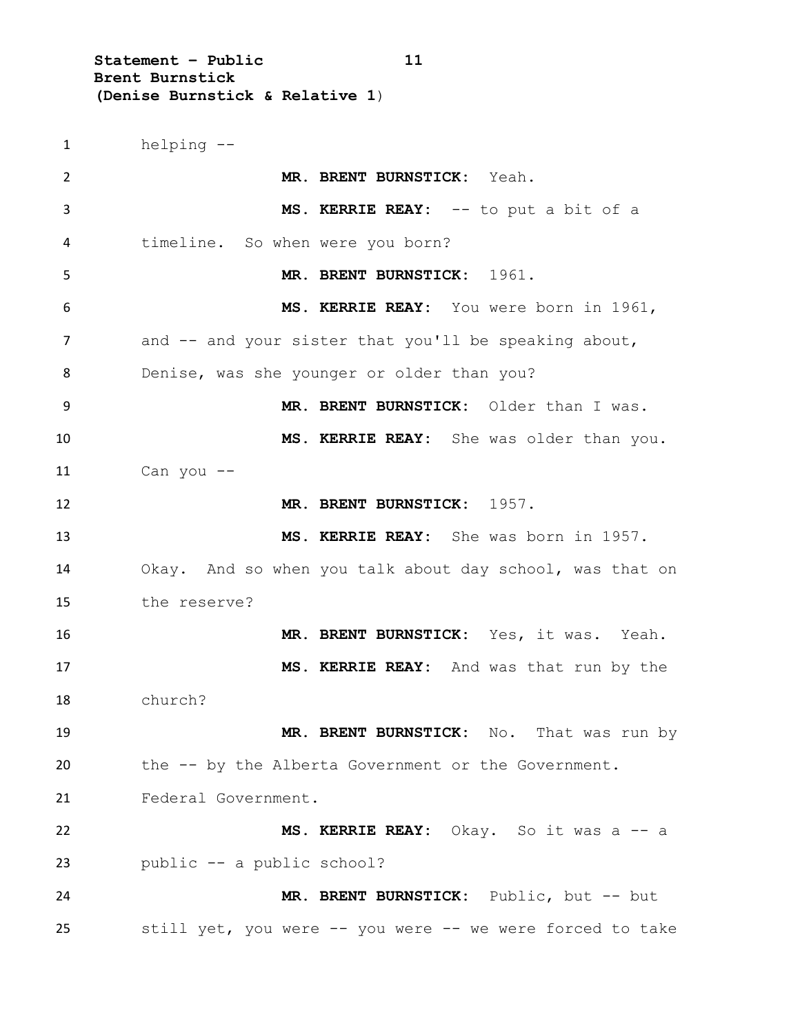helping --

**MR. BRENT BURNSTICK:** Yeah.

**MS. KERRIE REAY:** -- to put a bit of a timeline. So when were you born?

**MR. BRENT BURNSTICK:** 1961.

**MS. KERRIE REAY:** You were born in 1961, and -- and your sister that you'll be speaking about, Denise, was she younger or older than you?

**MR. BRENT BURNSTICK:** Older than I was.

**MS. KERRIE REAY:** She was older than you. Can you --

**MR. BRENT BURNSTICK:** 1957.

**MS. KERRIE REAY:** She was born in 1957. Okay. And so when you talk about day school, was that on the reserve?

**MR. BRENT BURNSTICK:** Yes, it was. Yeah.

**MS. KERRIE REAY:** And was that run by the church?

**MR. BRENT BURNSTICK:** No. That was run by the -- by the Alberta Government or the Government. Federal Government.

**MS. KERRIE REAY:** Okay. So it was a -- a public -- a public school?

**MR. BRENT BURNSTICK:** Public, but -- but still yet, you were -- you were -- we were forced to take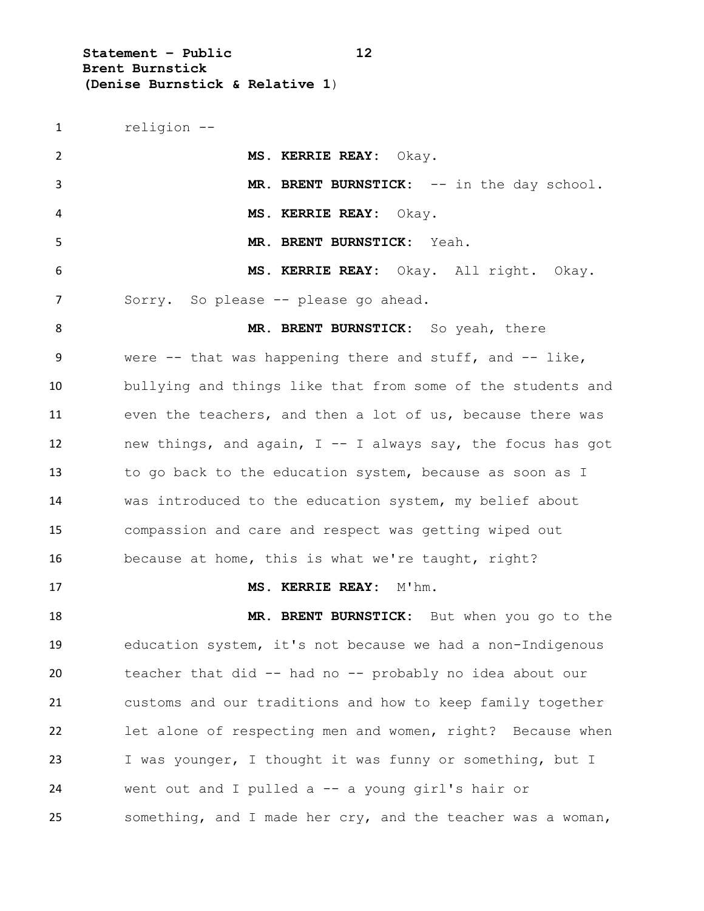religion --

**MS. KERRIE REAY:** Okay.

**MR. BRENT BURNSTICK:** -- in the day school.

**MS. KERRIE REAY:** Okay.

**MR. BRENT BURNSTICK:** Yeah.

**MS. KERRIE REAY:** Okay. All right. Okay. Sorry. So please -- please go ahead.

**MR. BRENT BURNSTICK:** So yeah, there were -- that was happening there and stuff, and -- like, bullying and things like that from some of the students and even the teachers, and then a lot of us, because there was new things, and again, I -- I always say, the focus has got to go back to the education system, because as soon as I was introduced to the education system, my belief about compassion and care and respect was getting wiped out because at home, this is what we're taught, right?

**MS. KERRIE REAY:** M'hm.

**MR. BRENT BURNSTICK:** But when you go to the education system, it's not because we had a non-Indigenous teacher that did -- had no -- probably no idea about our customs and our traditions and how to keep family together let alone of respecting men and women, right? Because when I was younger, I thought it was funny or something, but I went out and I pulled a -- a young girl's hair or something, and I made her cry, and the teacher was a woman,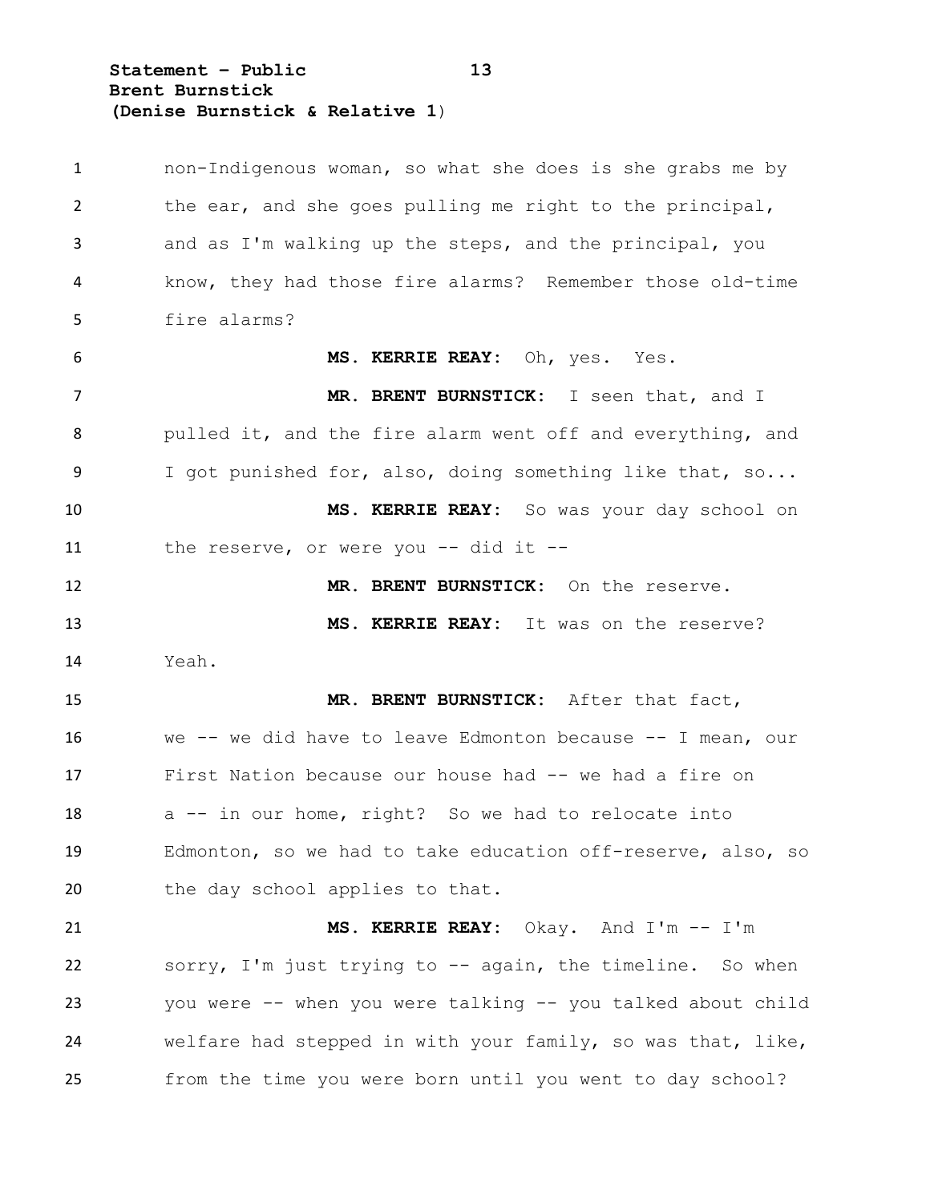non-Indigenous woman, so what she does is she grabs me by the ear, and she goes pulling me right to the principal, and as I'm walking up the steps, and the principal, you know, they had those fire alarms? Remember those old-time fire alarms?

**MS. KERRIE REAY:** Oh, yes. Yes.

**MR. BRENT BURNSTICK:** I seen that, and I pulled it, and the fire alarm went off and everything, and I got punished for, also, doing something like that, so...

**MS. KERRIE REAY:** So was your day school on the reserve, or were you -- did it --

**MR. BRENT BURNSTICK:** On the reserve.

**MS. KERRIE REAY:** It was on the reserve? Yeah.

**MR. BRENT BURNSTICK:** After that fact, we -- we did have to leave Edmonton because -- I mean, our First Nation because our house had -- we had a fire on a -- in our home, right? So we had to relocate into Edmonton, so we had to take education off-reserve, also, so the day school applies to that.

**MS. KERRIE REAY:** Okay. And I'm -- I'm sorry, I'm just trying to -- again, the timeline. So when you were -- when you were talking -- you talked about child welfare had stepped in with your family, so was that, like, from the time you were born until you went to day school?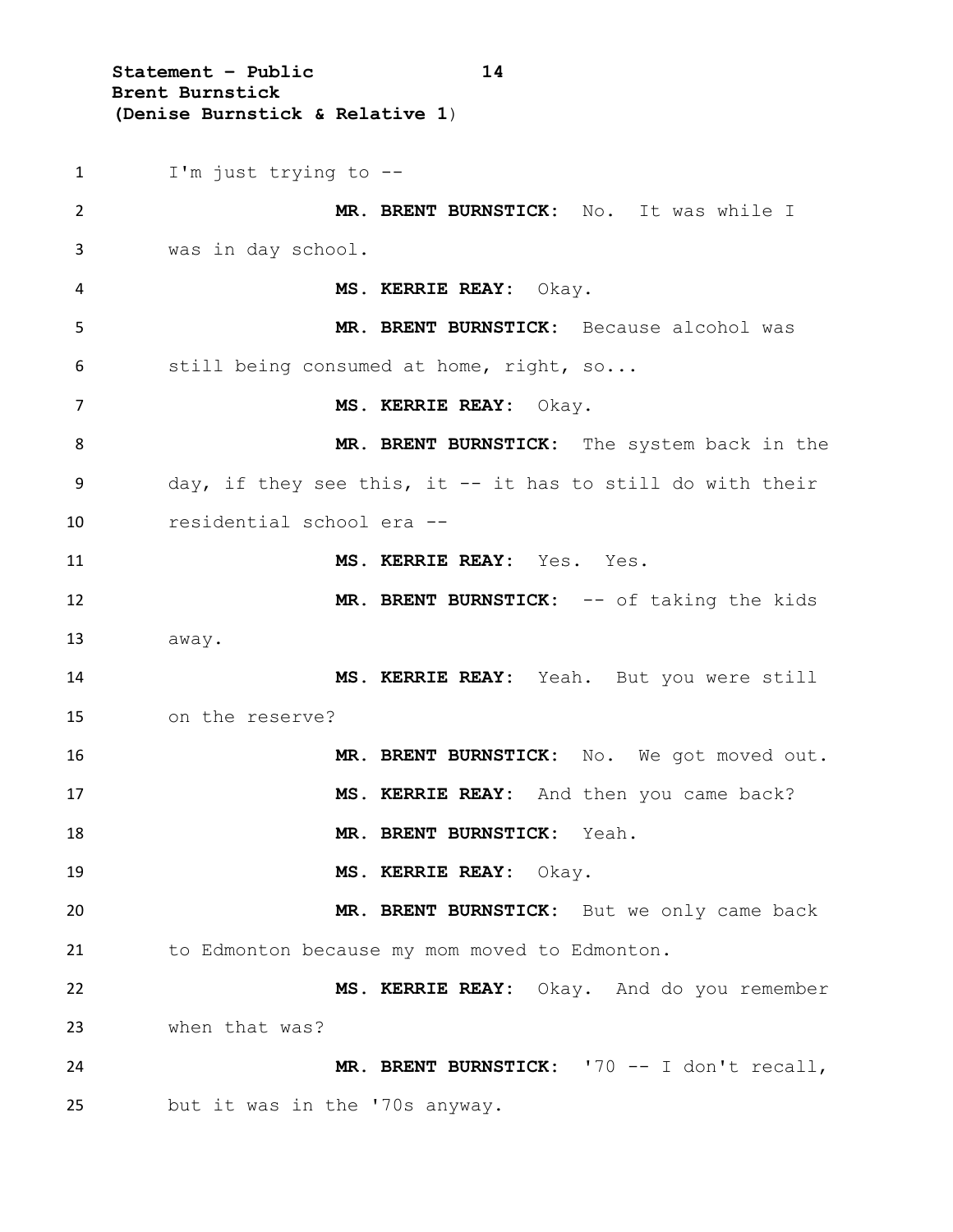I'm just trying to --

**MR. BRENT BURNSTICK:** No. It was while I was in day school.

**MS. KERRIE REAY:** Okay.

**MR. BRENT BURNSTICK:** Because alcohol was still being consumed at home, right, so...

**MS. KERRIE REAY:** Okay.

**MR. BRENT BURNSTICK:** The system back in the day, if they see this, it -- it has to still do with their residential school era --

**MS. KERRIE REAY:** Yes. Yes.

**MR. BRENT BURNSTICK:** -- of taking the kids away.

**MS. KERRIE REAY:** Yeah. But you were still on the reserve?

**MR. BRENT BURNSTICK:** No. We got moved out.

**MS. KERRIE REAY:** And then you came back?

**MR. BRENT BURNSTICK:** Yeah.

**MS. KERRIE REAY:** Okay.

**MR. BRENT BURNSTICK:** But we only came back to Edmonton because my mom moved to Edmonton.

**MS. KERRIE REAY:** Okay. And do you remember when that was?

**MR. BRENT BURNSTICK:** '70 -- I don't recall, but it was in the '70s anyway.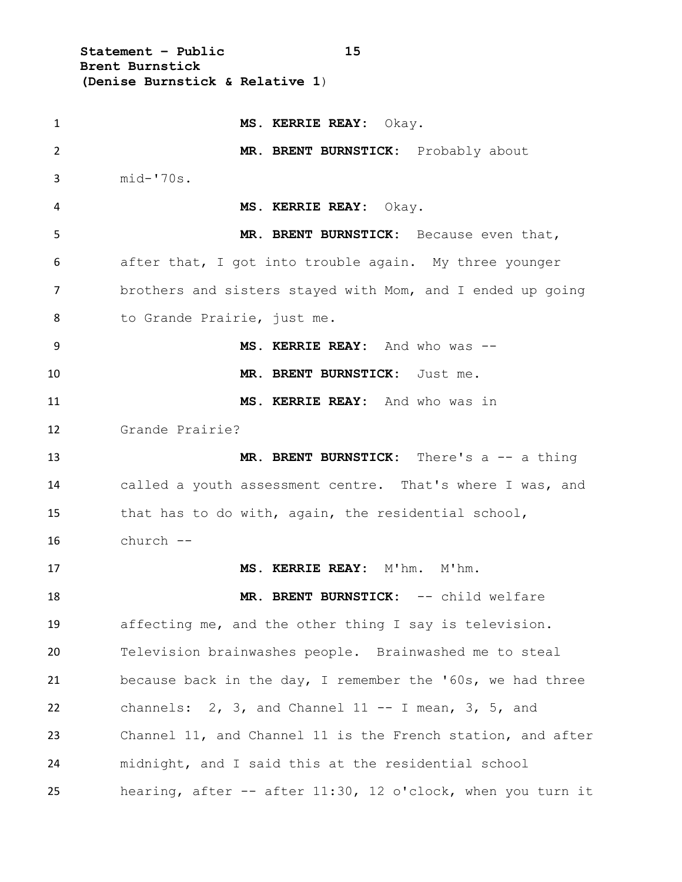**MS. KERRIE REAY:** Okay.

**MR. BRENT BURNSTICK:** Probably about mid-'70s.

**MS. KERRIE REAY:** Okay.

**MR. BRENT BURNSTICK:** Because even that, after that, I got into trouble again. My three younger brothers and sisters stayed with Mom, and I ended up going to Grande Prairie, just me.

**MS. KERRIE REAY:** And who was --

**MR. BRENT BURNSTICK:** Just me.

**MS. KERRIE REAY:** And who was in Grande Prairie?

**MR. BRENT BURNSTICK:** There's a -- a thing called a youth assessment centre. That's where I was, and that has to do with, again, the residential school, church --

**MS. KERRIE REAY:** M'hm. M'hm.

**MR. BRENT BURNSTICK:** -- child welfare affecting me, and the other thing I say is television. Television brainwashes people. Brainwashed me to steal because back in the day, I remember the '60s, we had three channels: 2, 3, and Channel 11 -- I mean, 3, 5, and Channel 11, and Channel 11 is the French station, and after midnight, and I said this at the residential school hearing, after -- after 11:30, 12 o'clock, when you turn it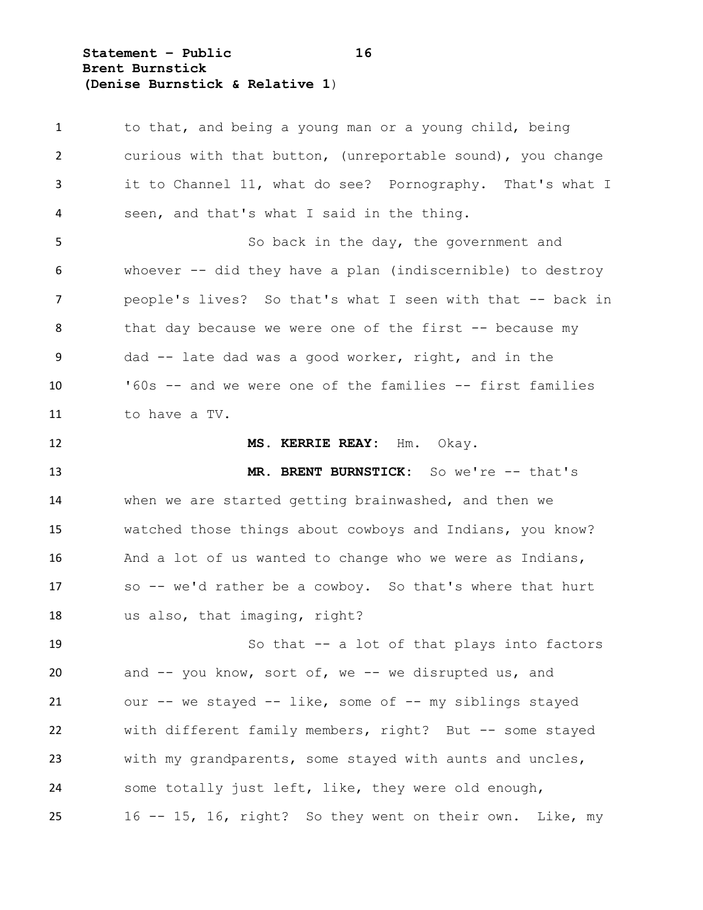to that, and being a young man or a young child, being curious with that button, (unreportable sound), you change it to Channel 11, what do see? Pornography. That's what I seen, and that's what I said in the thing.

So back in the day, the government and whoever -- did they have a plan (indiscernible) to destroy people's lives? So that's what I seen with that -- back in that day because we were one of the first -- because my dad -- late dad was a good worker, right, and in the '60s -- and we were one of the families -- first families to have a TV.

**MS. KERRIE REAY:** Hm. Okay.

**MR. BRENT BURNSTICK:** So we're -- that's when we are started getting brainwashed, and then we watched those things about cowboys and Indians, you know? And a lot of us wanted to change who we were as Indians, so -- we'd rather be a cowboy. So that's where that hurt us also, that imaging, right?

So that -- a lot of that plays into factors and -- you know, sort of, we -- we disrupted us, and our -- we stayed -- like, some of -- my siblings stayed with different family members, right? But -- some stayed with my grandparents, some stayed with aunts and uncles, some totally just left, like, they were old enough, 16 -- 15, 16, right? So they went on their own. Like, my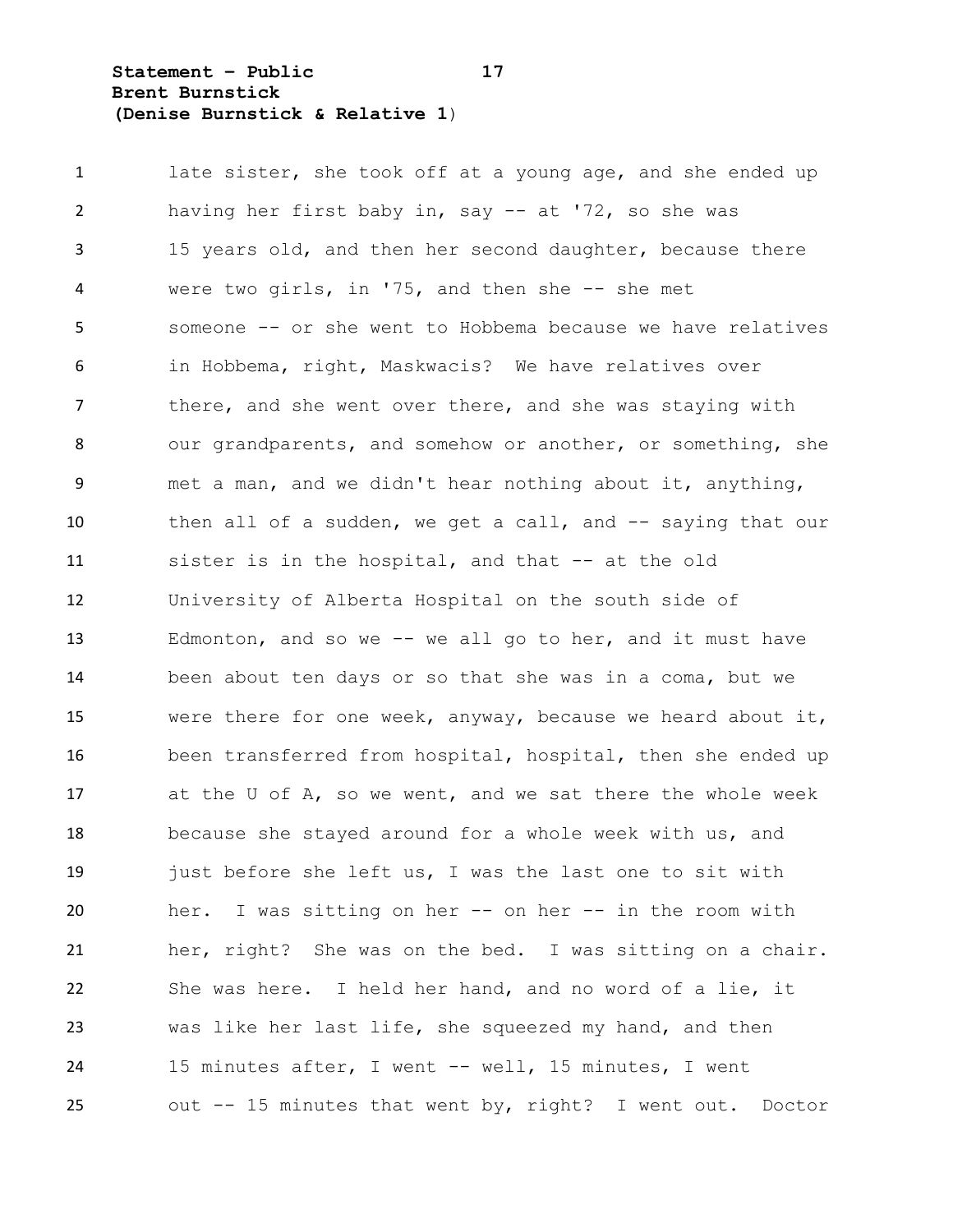late sister, she took off at a young age, and she ended up having her first baby in, say -- at '72, so she was 15 years old, and then her second daughter, because there were two girls, in '75, and then she -- she met someone -- or she went to Hobbema because we have relatives in Hobbema, right, Maskwacis? We have relatives over there, and she went over there, and she was staying with our grandparents, and somehow or another, or something, she met a man, and we didn't hear nothing about it, anything, then all of a sudden, we get a call, and -- saying that our sister is in the hospital, and that -- at the old University of Alberta Hospital on the south side of Edmonton, and so we -- we all go to her, and it must have been about ten days or so that she was in a coma, but we were there for one week, anyway, because we heard about it, been transferred from hospital, hospital, then she ended up at the U of A, so we went, and we sat there the whole week because she stayed around for a whole week with us, and just before she left us, I was the last one to sit with her. I was sitting on her -- on her -- in the room with her, right? She was on the bed. I was sitting on a chair. She was here. I held her hand, and no word of a lie, it was like her last life, she squeezed my hand, and then 15 minutes after, I went -- well, 15 minutes, I went out -- 15 minutes that went by, right? I went out. Doctor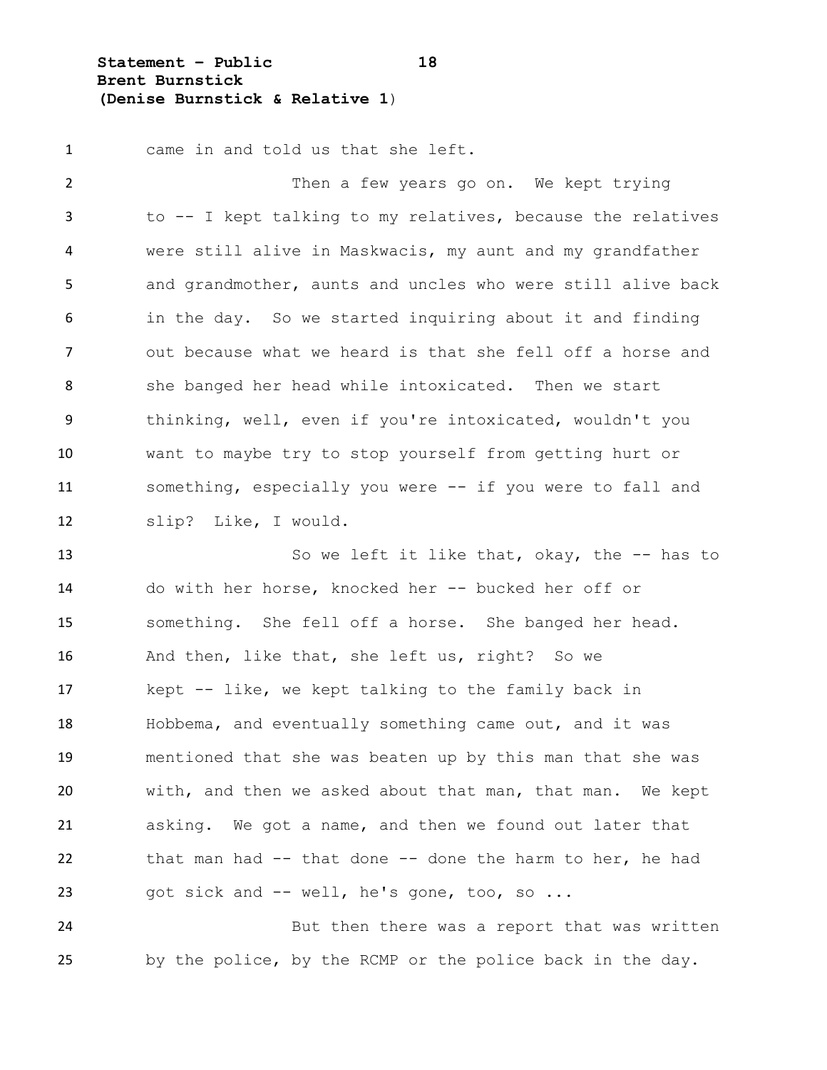came in and told us that she left.

Then a few years go on. We kept trying to -- I kept talking to my relatives, because the relatives were still alive in Maskwacis, my aunt and my grandfather and grandmother, aunts and uncles who were still alive back in the day. So we started inquiring about it and finding out because what we heard is that she fell off a horse and she banged her head while intoxicated. Then we start thinking, well, even if you're intoxicated, wouldn't you want to maybe try to stop yourself from getting hurt or something, especially you were -- if you were to fall and slip? Like, I would.

So we left it like that, okay, the -- has to do with her horse, knocked her -- bucked her off or something. She fell off a horse. She banged her head. And then, like that, she left us, right? So we kept -- like, we kept talking to the family back in Hobbema, and eventually something came out, and it was mentioned that she was beaten up by this man that she was with, and then we asked about that man, that man. We kept asking. We got a name, and then we found out later that that man had -- that done -- done the harm to her, he had got sick and -- well, he's gone, too, so ...

But then there was a report that was written by the police, by the RCMP or the police back in the day.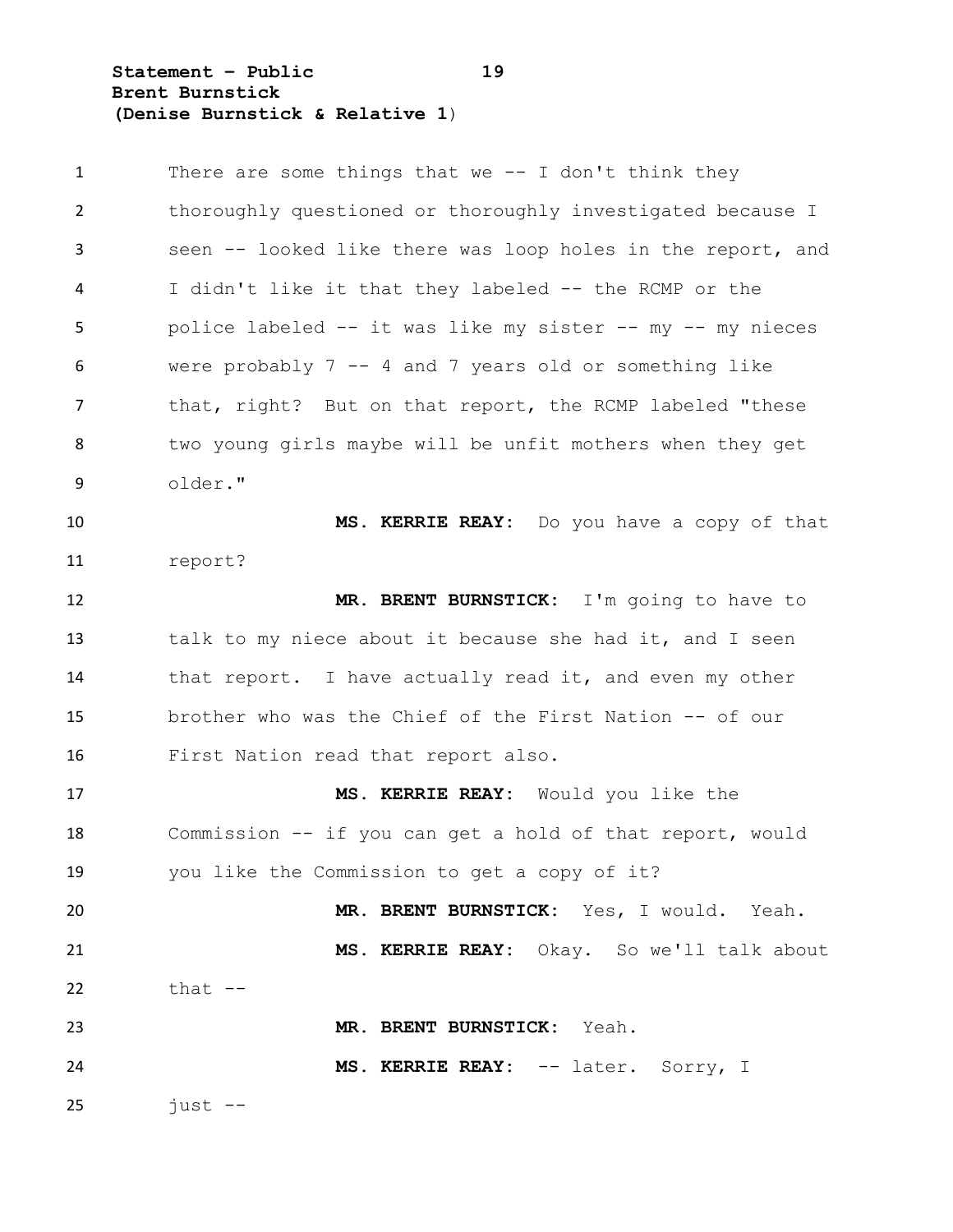There are some things that we -- I don't think they thoroughly questioned or thoroughly investigated because I seen -- looked like there was loop holes in the report, and I didn't like it that they labeled -- the RCMP or the police labeled -- it was like my sister -- my -- my nieces were probably 7 -- 4 and 7 years old or something like that, right? But on that report, the RCMP labeled "these two young girls maybe will be unfit mothers when they get older."

**MS. KERRIE REAY:** Do you have a copy of that report?

**MR. BRENT BURNSTICK:** I'm going to have to talk to my niece about it because she had it, and I seen that report. I have actually read it, and even my other brother who was the Chief of the First Nation -- of our First Nation read that report also.

**MS. KERRIE REAY:** Would you like the Commission -- if you can get a hold of that report, would you like the Commission to get a copy of it?

**MR. BRENT BURNSTICK:** Yes, I would. Yeah.

**MS. KERRIE REAY:** Okay. So we'll talk about that --

**MR. BRENT BURNSTICK:** Yeah.

**MS. KERRIE REAY:** -- later. Sorry, I just --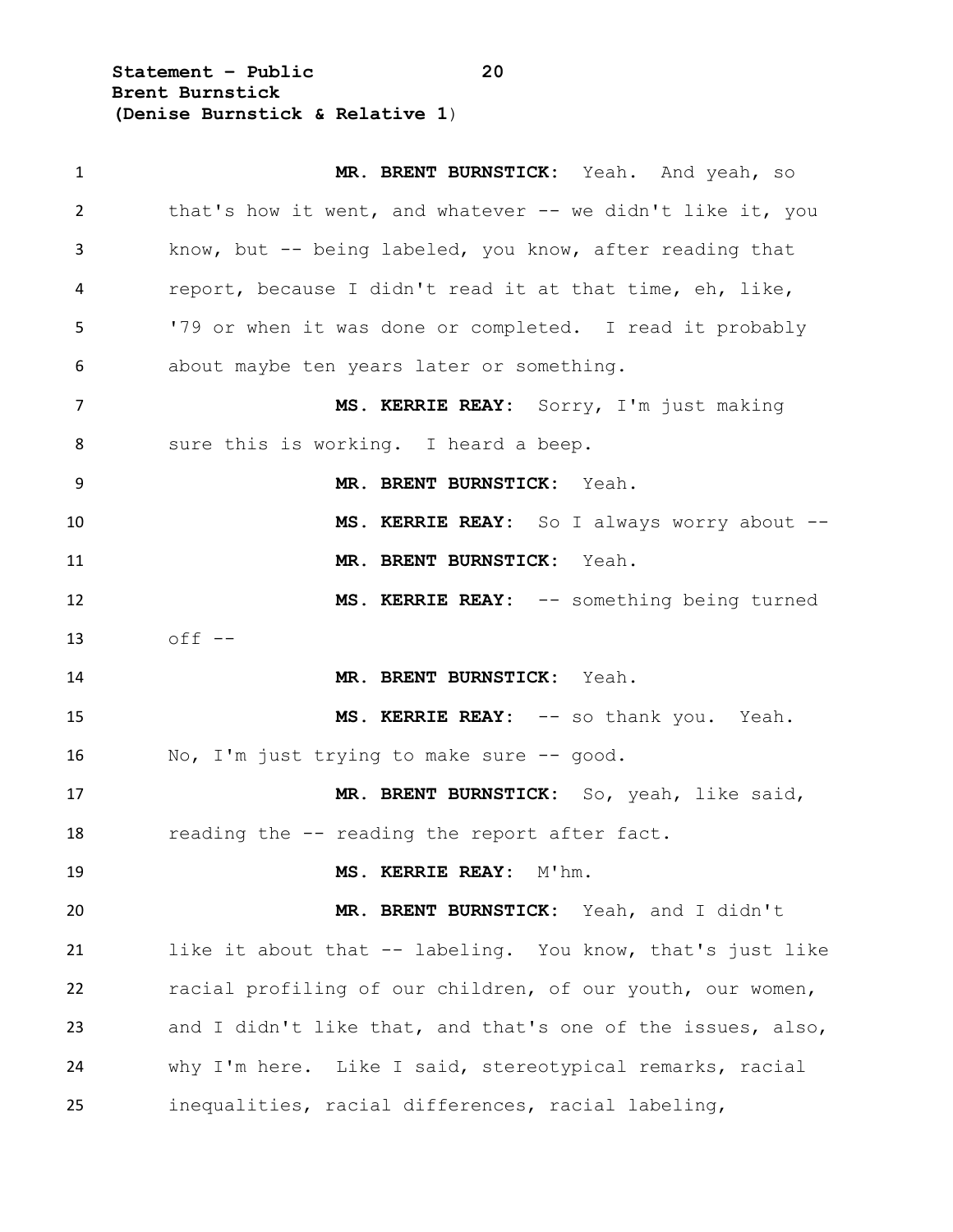**MR. BRENT BURNSTICK:** Yeah. And yeah, so that's how it went, and whatever -- we didn't like it, you know, but -- being labeled, you know, after reading that report, because I didn't read it at that time, eh, like, '79 or when it was done or completed. I read it probably about maybe ten years later or something.

**MS. KERRIE REAY:** Sorry, I'm just making sure this is working. I heard a beep.

**MR. BRENT BURNSTICK:** Yeah.

**MS. KERRIE REAY:** So I always worry about --

**MR. BRENT BURNSTICK:** Yeah.

**MS. KERRIE REAY:** -- something being turned off --

**MR. BRENT BURNSTICK:** Yeah.

**MS. KERRIE REAY:** -- so thank you. Yeah. No, I'm just trying to make sure -- good.

**MR. BRENT BURNSTICK:** So, yeah, like said, reading the -- reading the report after fact.

**MS. KERRIE REAY:** M'hm.

**MR. BRENT BURNSTICK:** Yeah, and I didn't like it about that -- labeling. You know, that's just like racial profiling of our children, of our youth, our women, and I didn't like that, and that's one of the issues, also, why I'm here. Like I said, stereotypical remarks, racial inequalities, racial differences, racial labeling,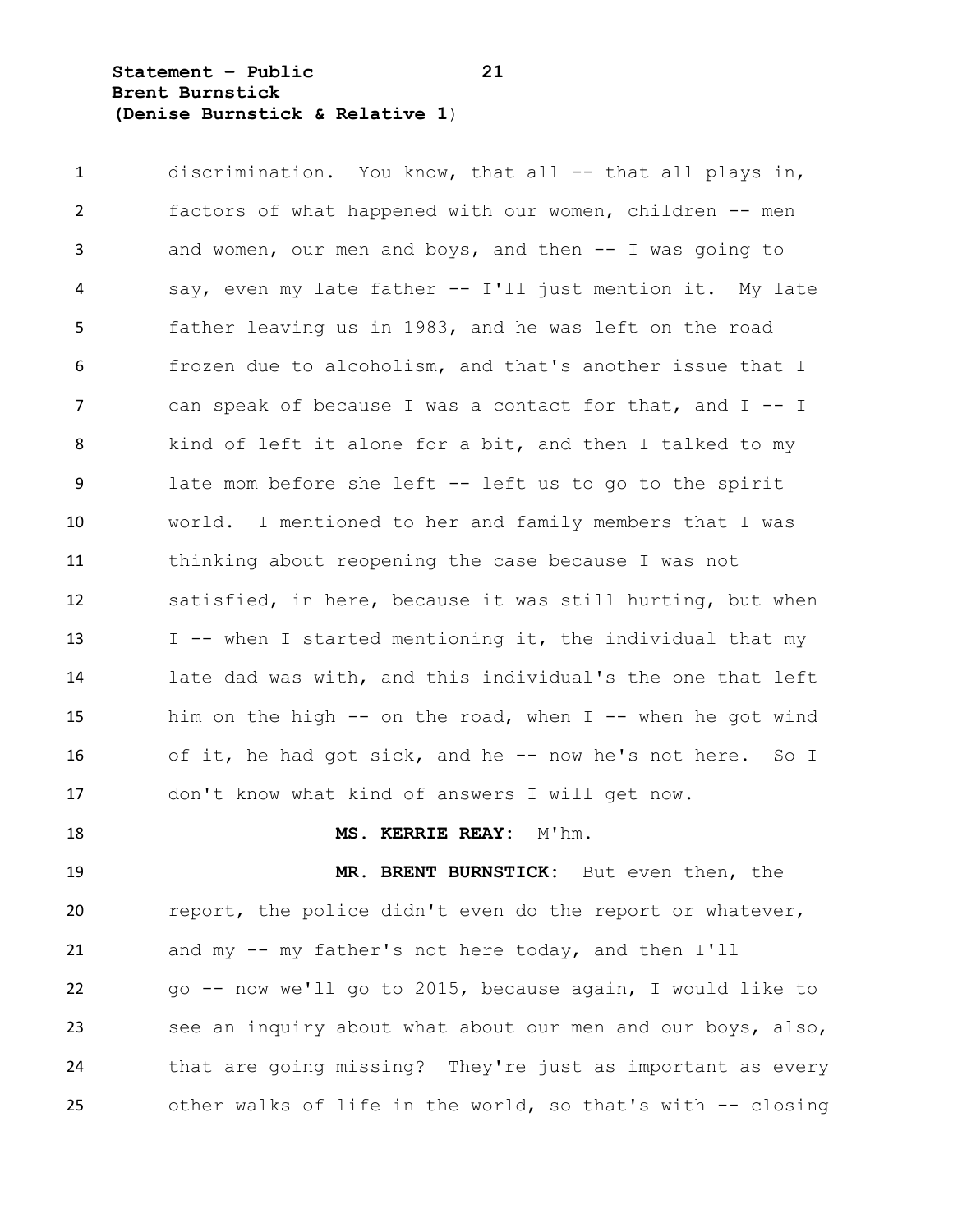discrimination. You know, that all -- that all plays in, factors of what happened with our women, children -- men and women, our men and boys, and then -- I was going to say, even my late father -- I'll just mention it. My late father leaving us in 1983, and he was left on the road frozen due to alcoholism, and that's another issue that I can speak of because I was a contact for that, and I -- I kind of left it alone for a bit, and then I talked to my late mom before she left -- left us to go to the spirit world. I mentioned to her and family members that I was thinking about reopening the case because I was not satisfied, in here, because it was still hurting, but when I -- when I started mentioning it, the individual that my late dad was with, and this individual's the one that left him on the high -- on the road, when I -- when he got wind of it, he had got sick, and he -- now he's not here. So I don't know what kind of answers I will get now.

**MS. KERRIE REAY:** M'hm.

**MR. BRENT BURNSTICK:** But even then, the report, the police didn't even do the report or whatever, and my -- my father's not here today, and then I'll go -- now we'll go to 2015, because again, I would like to see an inquiry about what about our men and our boys, also, that are going missing? They're just as important as every other walks of life in the world, so that's with -- closing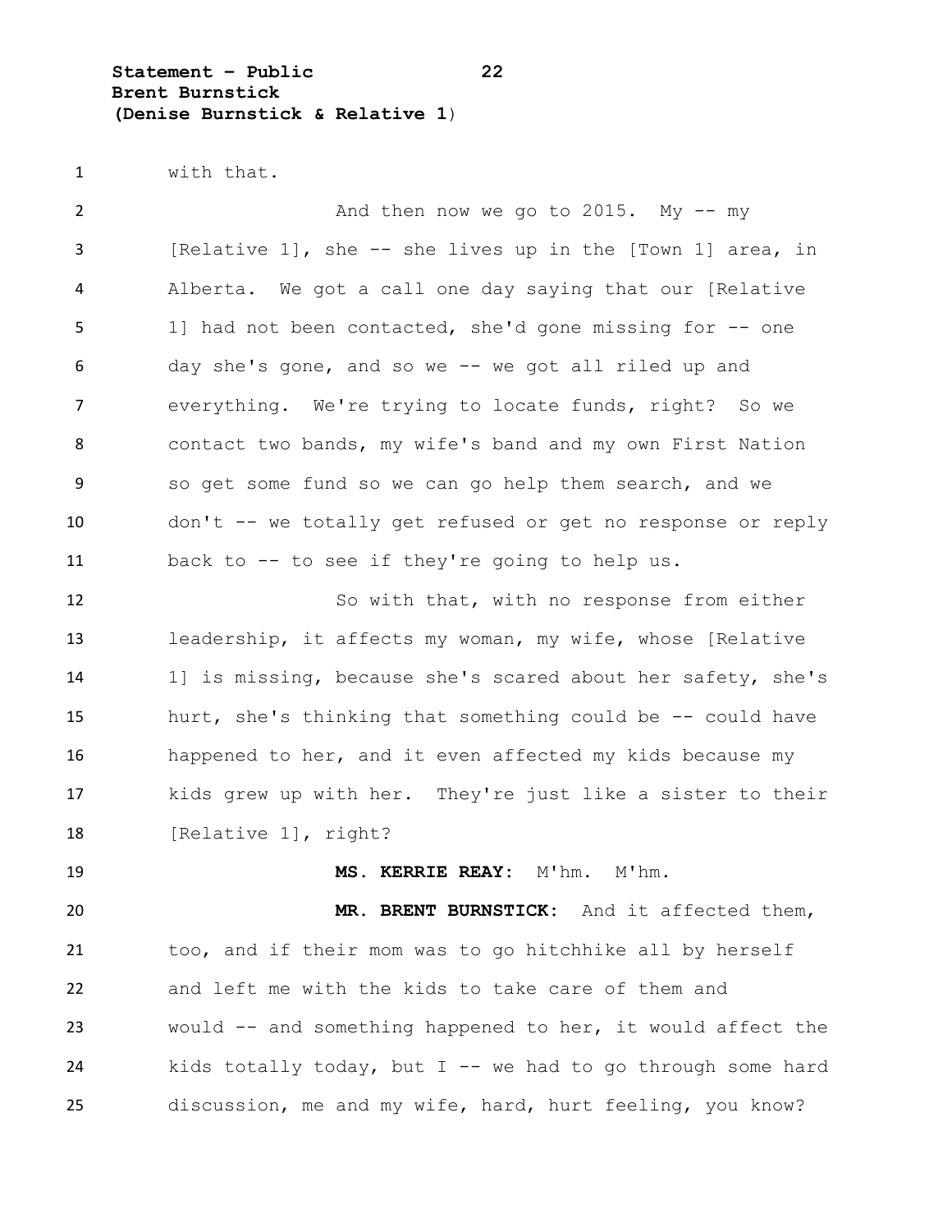with that.

And then now we go to 2015. My -- my [Relative 1], she -- she lives up in the [Town 1] area, in Alberta. We got a call one day saying that our [Relative 1] had not been contacted, she'd gone missing for -- one day she's gone, and so we -- we got all riled up and everything. We're trying to locate funds, right? So we contact two bands, my wife's band and my own First Nation so get some fund so we can go help them search, and we don't -- we totally get refused or get no response or reply back to -- to see if they're going to help us.

So with that, with no response from either leadership, it affects my woman, my wife, whose [Relative 1] is missing, because she's scared about her safety, she's hurt, she's thinking that something could be -- could have happened to her, and it even affected my kids because my kids grew up with her. They're just like a sister to their [Relative 1], right?

**MS. KERRIE REAY:** M'hm. M'hm.

**MR. BRENT BURNSTICK:** And it affected them, too, and if their mom was to go hitchhike all by herself and left me with the kids to take care of them and would -- and something happened to her, it would affect the kids totally today, but I -- we had to go through some hard discussion, me and my wife, hard, hurt feeling, you know?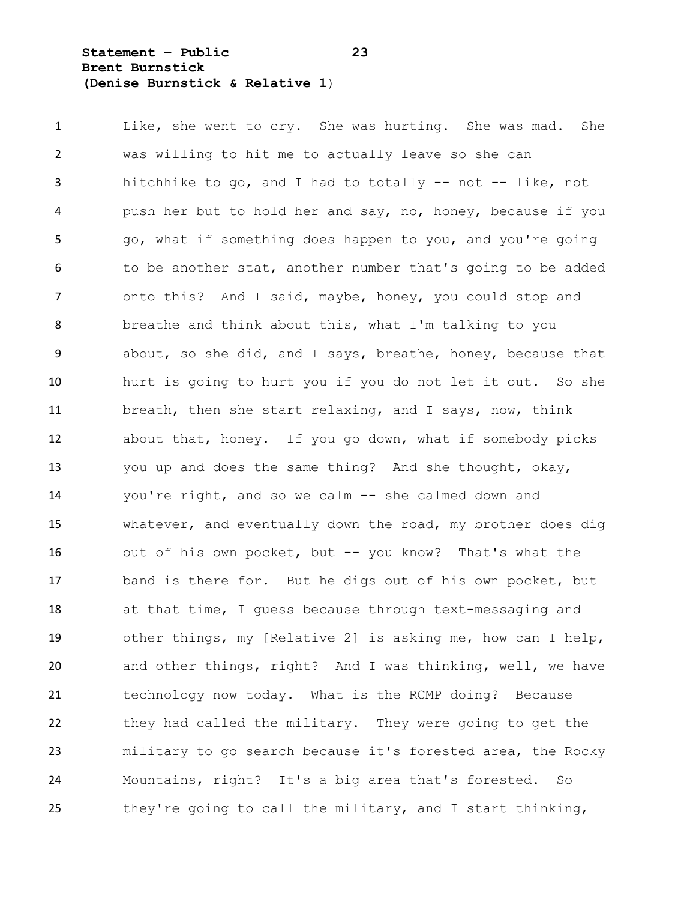Like, she went to cry. She was hurting. She was mad. She was willing to hit me to actually leave so she can hitchhike to go, and I had to totally -- not -- like, not push her but to hold her and say, no, honey, because if you go, what if something does happen to you, and you're going to be another stat, another number that's going to be added onto this? And I said, maybe, honey, you could stop and breathe and think about this, what I'm talking to you about, so she did, and I says, breathe, honey, because that hurt is going to hurt you if you do not let it out. So she breath, then she start relaxing, and I says, now, think about that, honey. If you go down, what if somebody picks you up and does the same thing? And she thought, okay, you're right, and so we calm -- she calmed down and whatever, and eventually down the road, my brother does dig out of his own pocket, but -- you know? That's what the band is there for. But he digs out of his own pocket, but at that time, I guess because through text-messaging and other things, my [Relative 2] is asking me, how can I help, and other things, right? And I was thinking, well, we have technology now today. What is the RCMP doing? Because they had called the military. They were going to get the military to go search because it's forested area, the Rocky Mountains, right? It's a big area that's forested. So they're going to call the military, and I start thinking,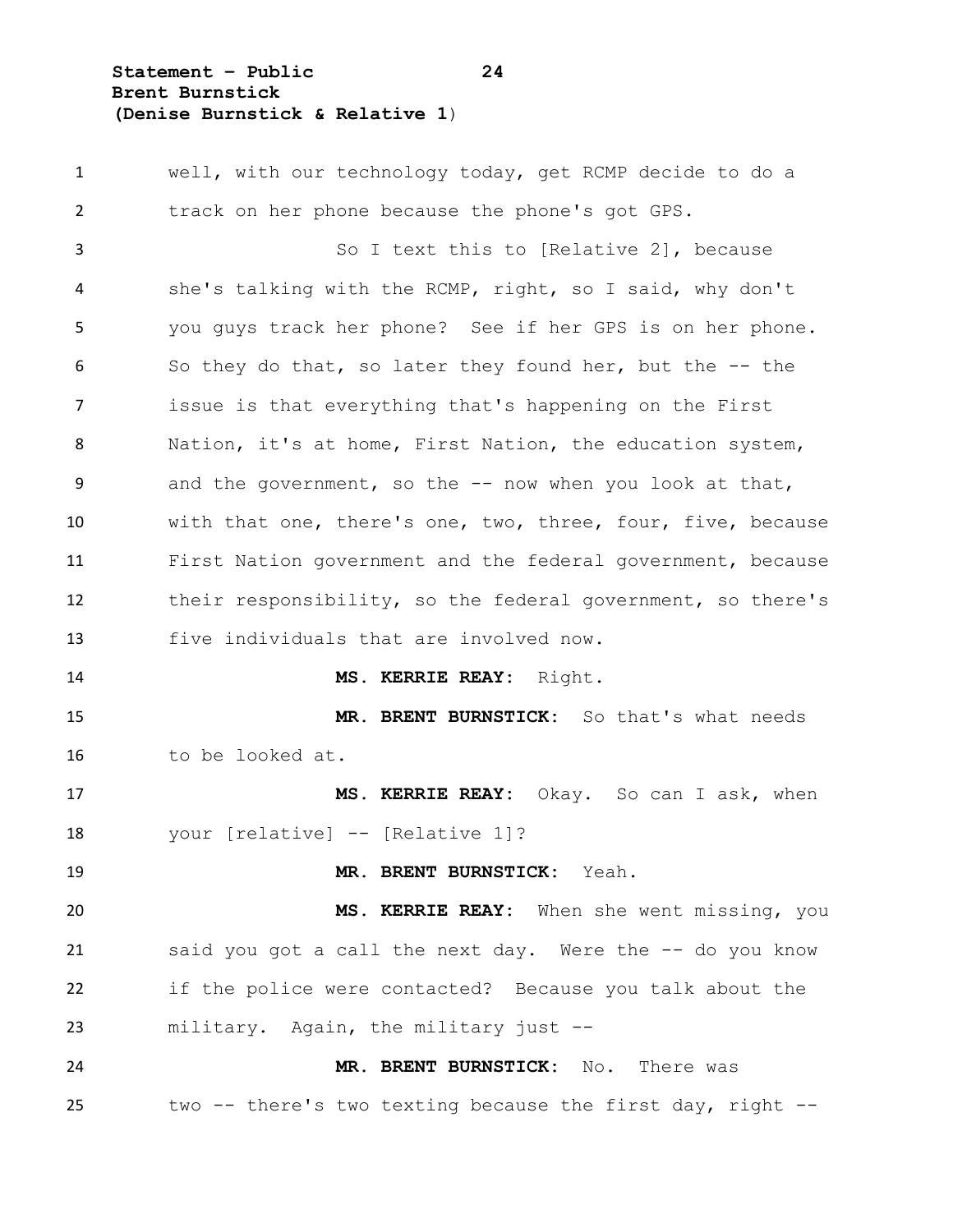well, with our technology today, get RCMP decide to do a track on her phone because the phone's got GPS.

So I text this to [Relative 2], because she's talking with the RCMP, right, so I said, why don't you guys track her phone? See if her GPS is on her phone. So they do that, so later they found her, but the -- the issue is that everything that's happening on the First Nation, it's at home, First Nation, the education system, and the government, so the -- now when you look at that, with that one, there's one, two, three, four, five, because First Nation government and the federal government, because their responsibility, so the federal government, so there's five individuals that are involved now.

**MS. KERRIE REAY:** Right.

**MR. BRENT BURNSTICK:** So that's what needs to be looked at.

**MS. KERRIE REAY:** Okay. So can I ask, when your [relative] -- [Relative 1]?

**MR. BRENT BURNSTICK:** Yeah.

**MS. KERRIE REAY:** When she went missing, you said you got a call the next day. Were the -- do you know if the police were contacted? Because you talk about the military. Again, the military just --

**MR. BRENT BURNSTICK:** No. There was two -- there's two texting because the first day, right --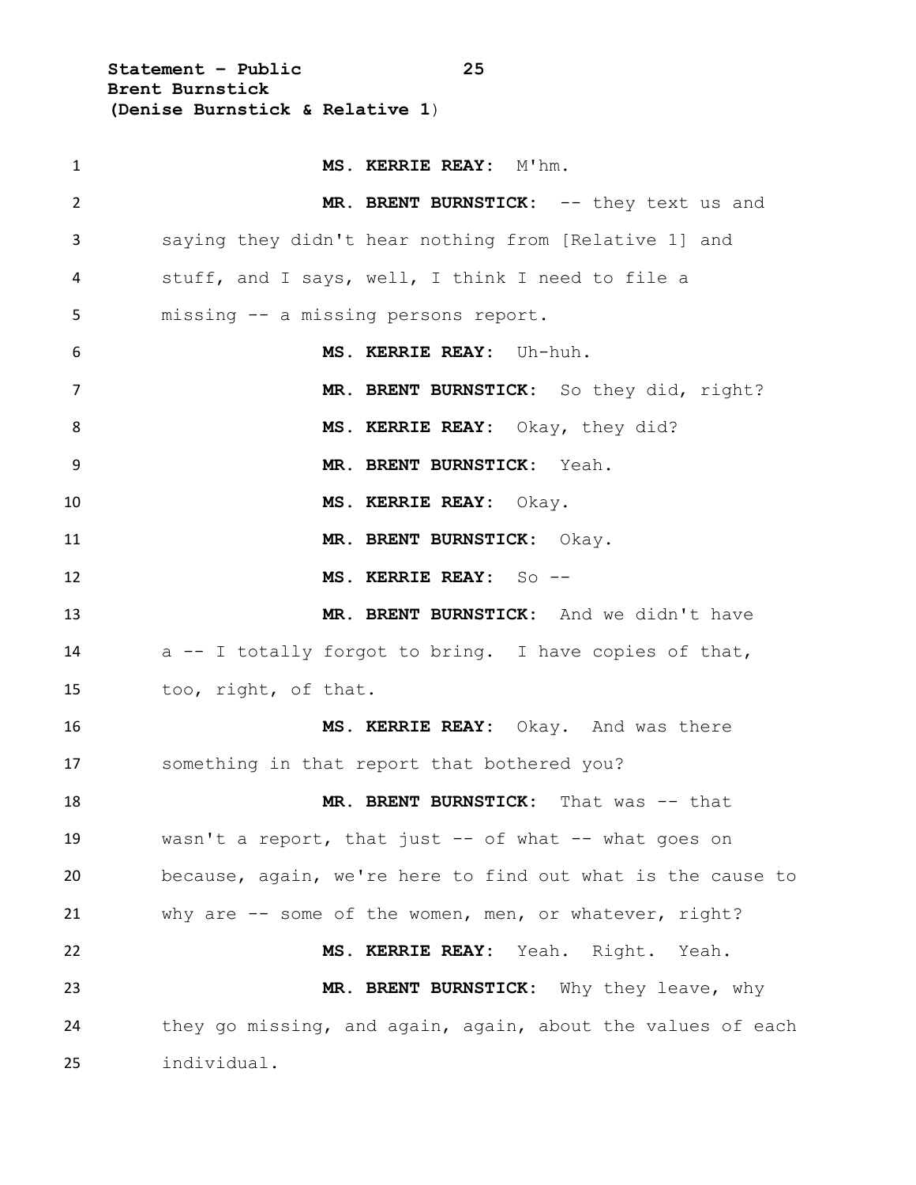**MS. KERRIE REAY:** M'hm.

**MR. BRENT BURNSTICK:** -- they text us and saying they didn't hear nothing from [Relative 1] and stuff, and I says, well, I think I need to file a missing -- a missing persons report.

**MS. KERRIE REAY:** Uh-huh.

**MR. BRENT BURNSTICK:** So they did, right?

**MS. KERRIE REAY:** Okay, they did?

**MR. BRENT BURNSTICK:** Yeah.

**MS. KERRIE REAY:** Okay.

**MR. BRENT BURNSTICK:** Okay.

**MS. KERRIE REAY:** So --

**MR. BRENT BURNSTICK:** And we didn't have a -- I totally forgot to bring. I have copies of that, too, right, of that.

**MS. KERRIE REAY:** Okay. And was there something in that report that bothered you?

**MR. BRENT BURNSTICK:** That was -- that wasn't a report, that just -- of what -- what goes on because, again, we're here to find out what is the cause to why are -- some of the women, men, or whatever, right?

**MS. KERRIE REAY:** Yeah. Right. Yeah.

**MR. BRENT BURNSTICK:** Why they leave, why they go missing, and again, again, about the values of each individual.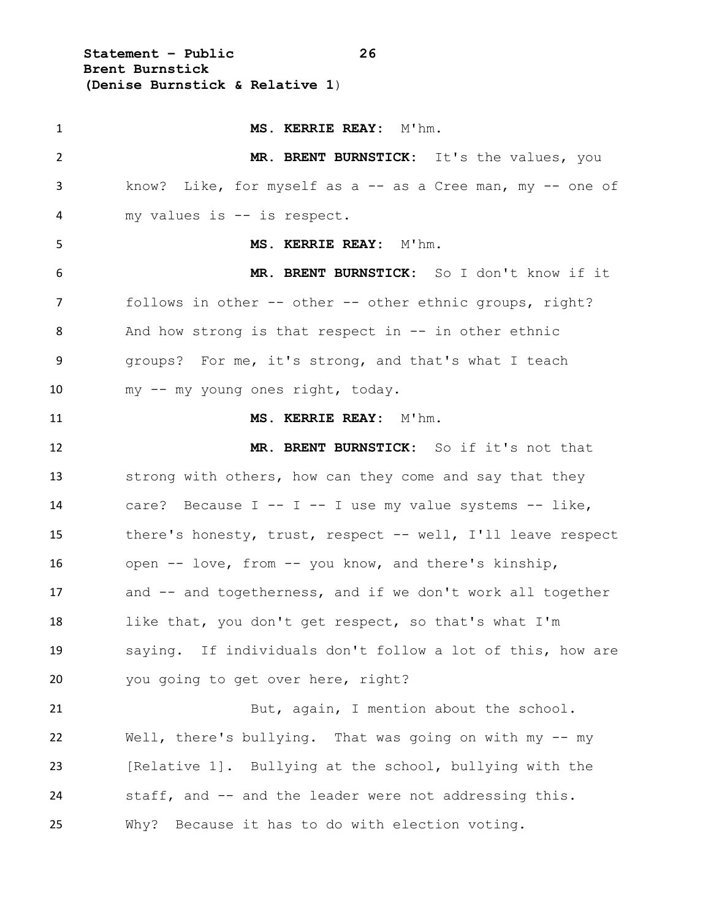**MS. KERRIE REAY:** M'hm.

**MR. BRENT BURNSTICK:** It's the values, you know? Like, for myself as a -- as a Cree man, my -- one of my values is -- is respect.

**MS. KERRIE REAY:** M'hm.

**MR. BRENT BURNSTICK:** So I don't know if it follows in other -- other -- other ethnic groups, right? And how strong is that respect in -- in other ethnic groups? For me, it's strong, and that's what I teach my -- my young ones right, today.

**MS. KERRIE REAY:** M'hm.

**MR. BRENT BURNSTICK:** So if it's not that strong with others, how can they come and say that they care? Because I -- I -- I use my value systems -- like, there's honesty, trust, respect -- well, I'll leave respect open -- love, from -- you know, and there's kinship, and -- and togetherness, and if we don't work all together like that, you don't get respect, so that's what I'm saying. If individuals don't follow a lot of this, how are you going to get over here, right?

But, again, I mention about the school. Well, there's bullying. That was going on with my -- my [Relative 1]. Bullying at the school, bullying with the staff, and -- and the leader were not addressing this. Why? Because it has to do with election voting.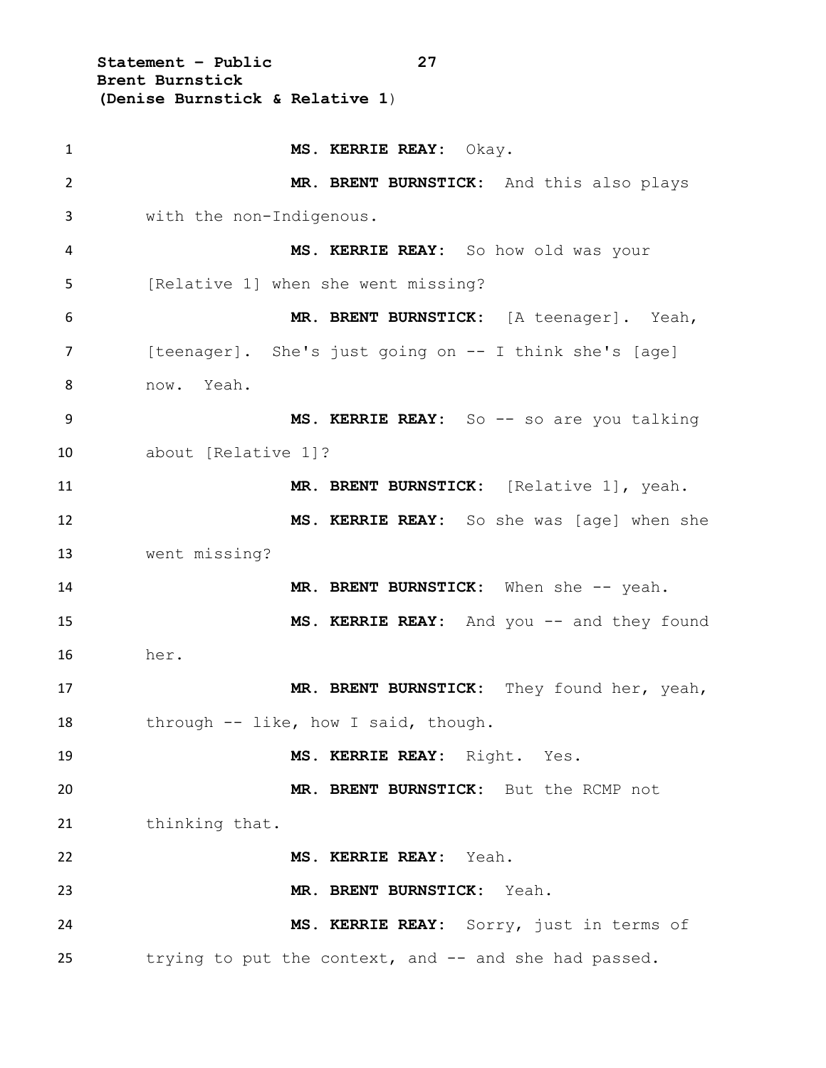**MS. KERRIE REAY:** Okay.

**MR. BRENT BURNSTICK:** And this also plays with the non-Indigenous.

**MS. KERRIE REAY:** So how old was your [Relative 1] when she went missing?

**MR. BRENT BURNSTICK:** [A teenager]. Yeah, [teenager]. She's just going on -- I think she's [age] now. Yeah.

**MS. KERRIE REAY:** So -- so are you talking about [Relative 1]?

**MR. BRENT BURNSTICK:** [Relative 1], yeah.

**MS. KERRIE REAY:** So she was [age] when she went missing?

**MR. BRENT BURNSTICK:** When she -- yeah.

**MS. KERRIE REAY:** And you -- and they found her.

**MR. BRENT BURNSTICK:** They found her, yeah, through -- like, how I said, though.

**MS. KERRIE REAY:** Right. Yes.

**MR. BRENT BURNSTICK:** But the RCMP not thinking that.

**MS. KERRIE REAY:** Yeah.

**MR. BRENT BURNSTICK:** Yeah.

**MS. KERRIE REAY:** Sorry, just in terms of trying to put the context, and -- and she had passed.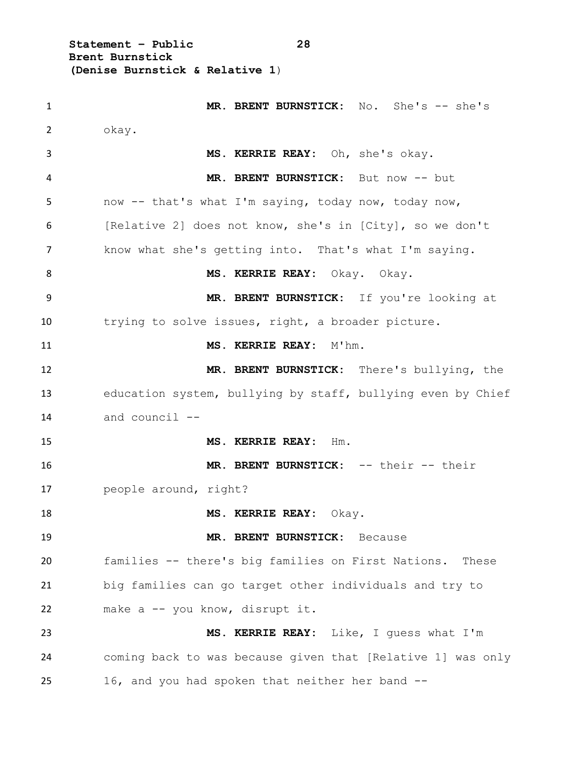**MR. BRENT BURNSTICK:** No. She's -- she's okay.

**MS. KERRIE REAY:** Oh, she's okay.

**MR. BRENT BURNSTICK:** But now -- but now -- that's what I'm saying, today now, today now, [Relative 2] does not know, she's in [City], so we don't know what she's getting into. That's what I'm saying.

**MS. KERRIE REAY:** Okay. Okay.

**MR. BRENT BURNSTICK:** If you're looking at trying to solve issues, right, a broader picture.

**MS. KERRIE REAY:** M'hm.

**MR. BRENT BURNSTICK:** There's bullying, the education system, bullying by staff, bullying even by Chief and council --

**MS. KERRIE REAY:** Hm.

**MR. BRENT BURNSTICK:** -- their -- their people around, right?

**MS. KERRIE REAY:** Okay.

**MR. BRENT BURNSTICK:** Because families -- there's big families on First Nations. These big families can go target other individuals and try to make a -- you know, disrupt it.

**MS. KERRIE REAY:** Like, I guess what I'm coming back to was because given that [Relative 1] was only 16, and you had spoken that neither her band --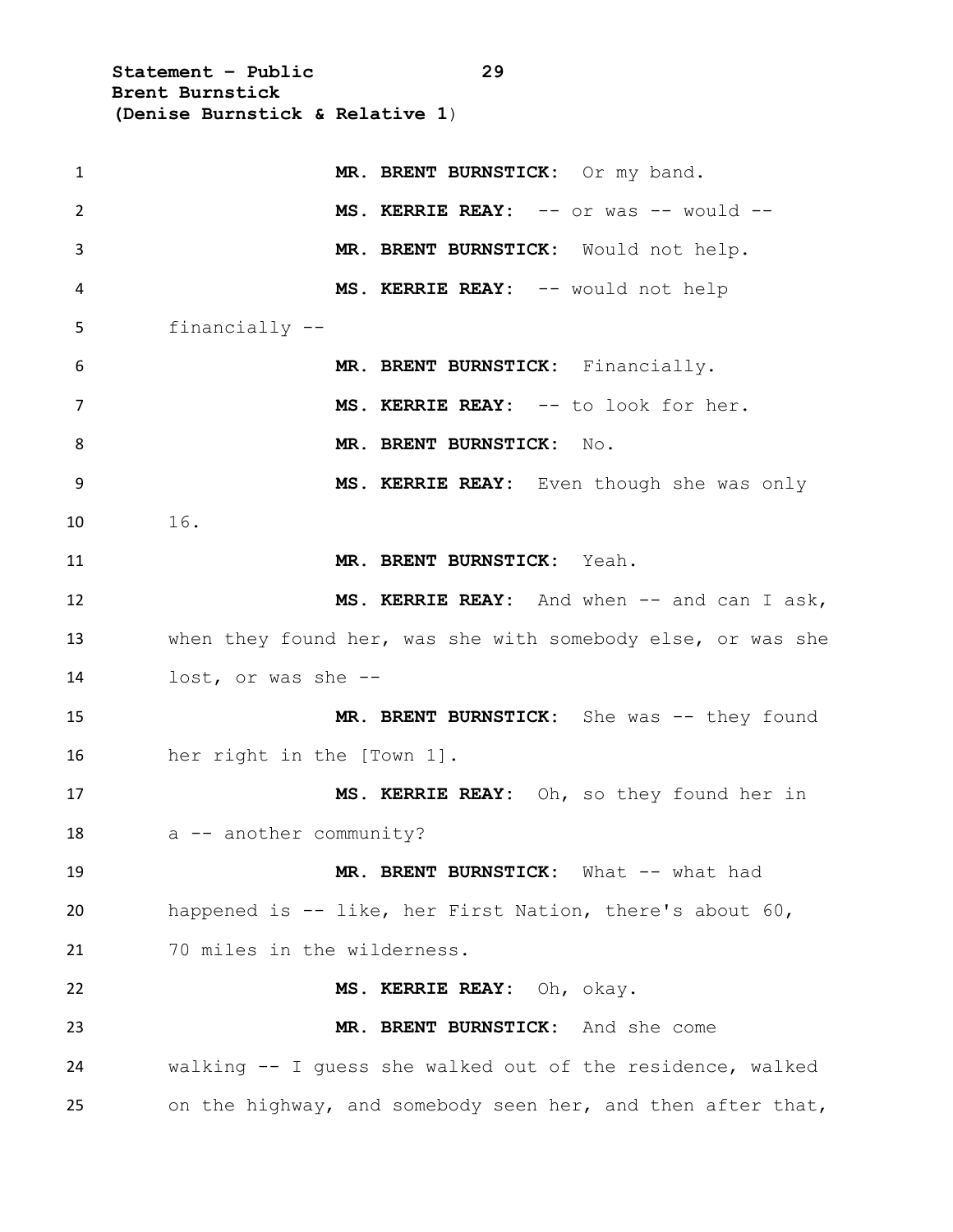MR. BRENT BURNSTICK: Or my band.

MS. KERRIE REAY: -- or was -- would --

MR. BRENT BURNSTICK: Would not help.

MS. KERRIE REAY: -- would not help financially --

MR. BRENT BURNSTICK: Financially.

MS. KERRIE REAY: -- to look for her.

MR. BRENT BURNSTICK: No.

MS. KERRIE REAY: Even though she was only 16.

MR. BRENT BURNSTICK: Yeah.

MS. KERRIE REAY: And when -- and can I ask, when they found her, was she with somebody else, or was she lost, or was she --

MR. BRENT BURNSTICK: She was -- they found her right in the [Town 1].

MS. KERRIE REAY: Oh, so they found her in a -- another community?

MR. BRENT BURNSTICK: What -- what had happened is -- like, her First Nation, there's about 60, 70 miles in the wilderness.

MS. KERRIE REAY: Oh, okay.

MR. BRENT BURNSTICK: And she come walking -- I guess she walked out of the residence, walked on the highway, and somebody seen her, and then after that,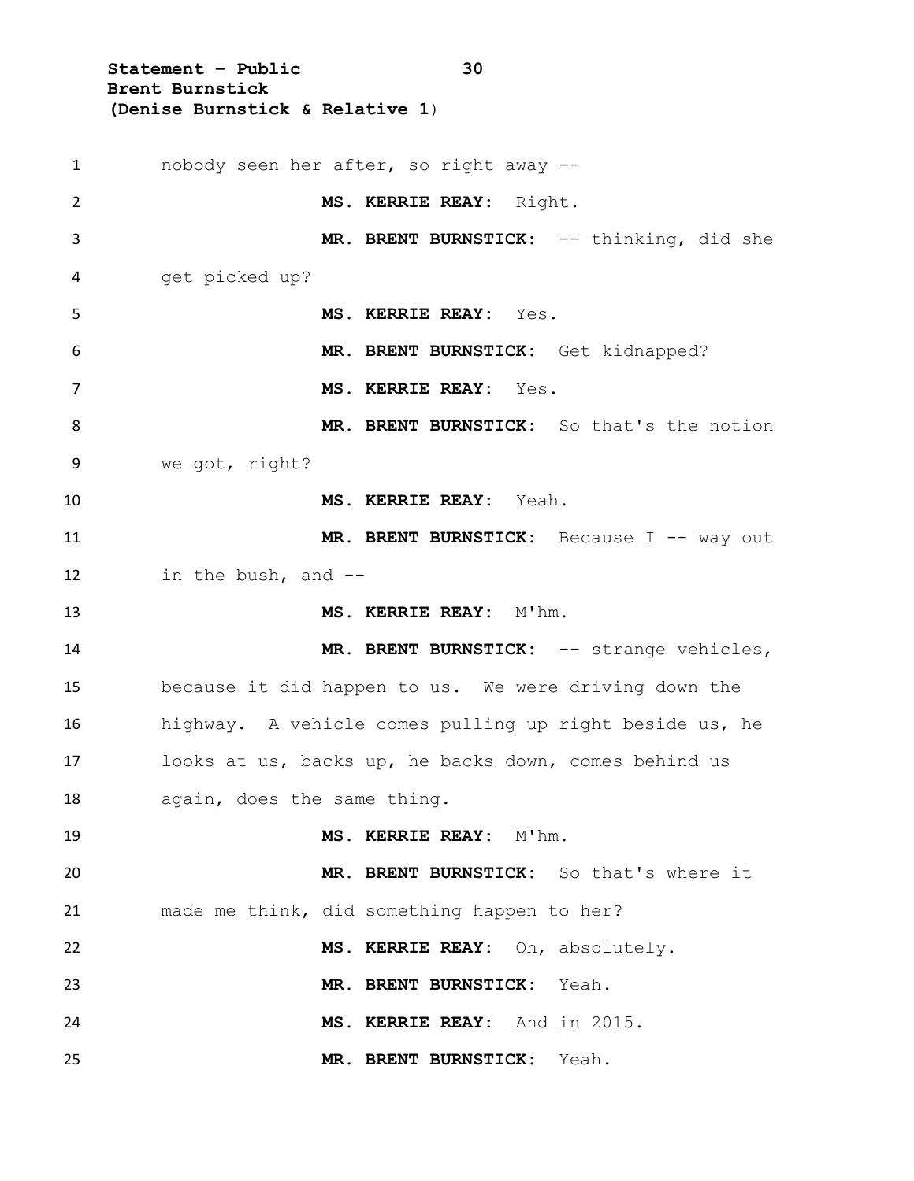nobody seen her after, so right away --

**MS. KERRIE REAY:** Right.

**MR. BRENT BURNSTICK:** -- thinking, did she get picked up?

**MS. KERRIE REAY:** Yes.

**MR. BRENT BURNSTICK:** Get kidnapped?

**MS. KERRIE REAY:** Yes.

**MR. BRENT BURNSTICK:** So that's the notion we got, right?

**MS. KERRIE REAY:** Yeah.

**MR. BRENT BURNSTICK:** Because I -- way out in the bush, and --

**MS. KERRIE REAY:** M'hm.

**MR. BRENT BURNSTICK:** -- strange vehicles, because it did happen to us. We were driving down the highway. A vehicle comes pulling up right beside us, he looks at us, backs up, he backs down, comes behind us again, does the same thing.

**MS. KERRIE REAY:** M'hm.

**MR. BRENT BURNSTICK:** So that's where it made me think, did something happen to her?

**MS. KERRIE REAY:** Oh, absolutely.

**MR. BRENT BURNSTICK:** Yeah.

**MS. KERRIE REAY:** And in 2015.

**MR. BRENT BURNSTICK:** Yeah.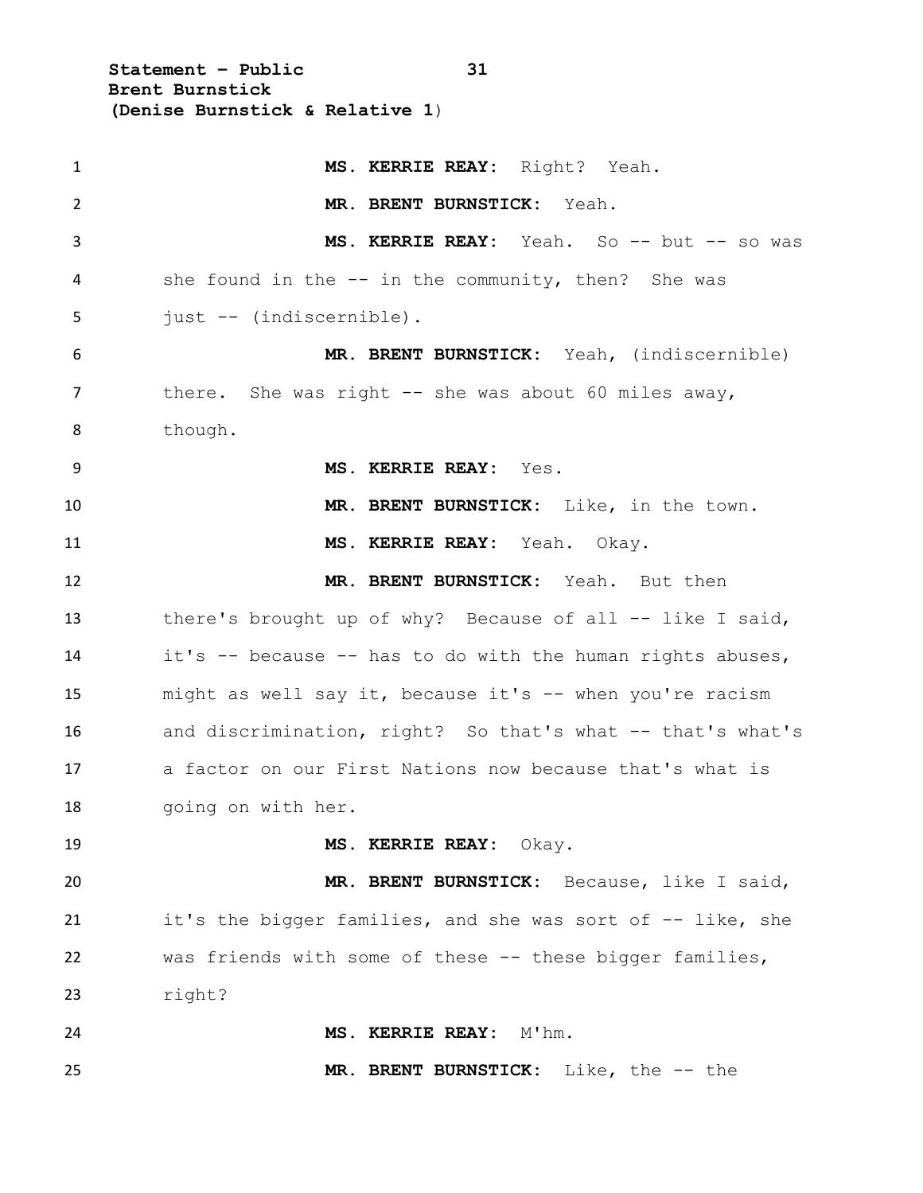**MS. KERRIE REAY:** Right? Yeah.

**MR. BRENT BURNSTICK:** Yeah.

**MS. KERRIE REAY:** Yeah. So -- but -- so was she found in the -- in the community, then? She was just -- (indiscernible).

**MR. BRENT BURNSTICK:** Yeah, (indiscernible) there. She was right -- she was about 60 miles away, though.

**MS. KERRIE REAY:** Yes.

**MR. BRENT BURNSTICK:** Like, in the town.

**MS. KERRIE REAY:** Yeah. Okay.

**MR. BRENT BURNSTICK:** Yeah. But then there's brought up of why? Because of all -- like I said, it's -- because -- has to do with the human rights abuses, might as well say it, because it's -- when you're racism and discrimination, right? So that's what -- that's what's a factor on our First Nations now because that's what is going on with her.

**MS. KERRIE REAY:** Okay.

**MR. BRENT BURNSTICK:** Because, like I said, it's the bigger families, and she was sort of -- like, she was friends with some of these -- these bigger families, right?

**MS. KERRIE REAY:** M'hm.

**MR. BRENT BURNSTICK:** Like, the -- the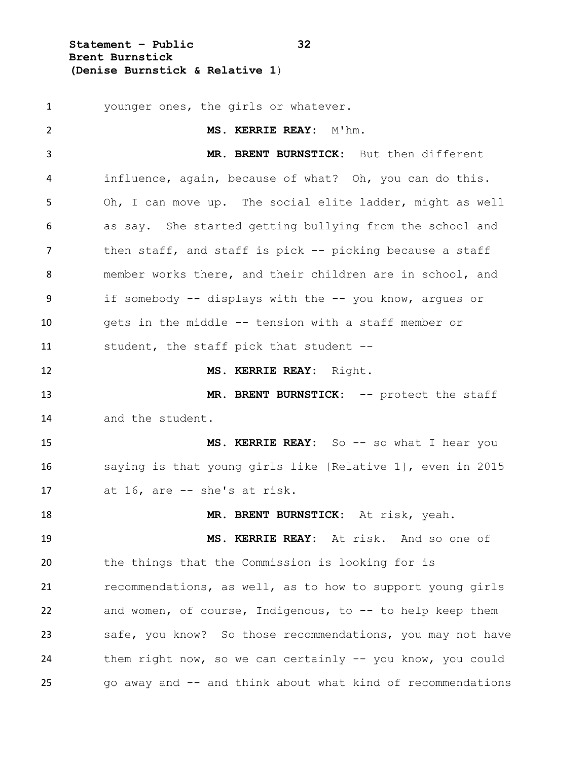younger ones, the girls or whatever.

**MS. KERRIE REAY:** M'hm.

**MR. BRENT BURNSTICK:** But then different influence, again, because of what? Oh, you can do this. Oh, I can move up. The social elite ladder, might as well as say. She started getting bullying from the school and then staff, and staff is pick -- picking because a staff member works there, and their children are in school, and if somebody -- displays with the -- you know, argues or gets in the middle -- tension with a staff member or student, the staff pick that student --

**MS. KERRIE REAY:** Right.

**MR. BRENT BURNSTICK:** -- protect the staff and the student.

**MS. KERRIE REAY:** So -- so what I hear you saying is that young girls like [Relative 1], even in 2015 at 16, are -- she's at risk.

**MR. BRENT BURNSTICK:** At risk, yeah.

**MS. KERRIE REAY:** At risk. And so one of the things that the Commission is looking for is recommendations, as well, as to how to support young girls and women, of course, Indigenous, to -- to help keep them safe, you know? So those recommendations, you may not have them right now, so we can certainly -- you know, you could go away and -- and think about what kind of recommendations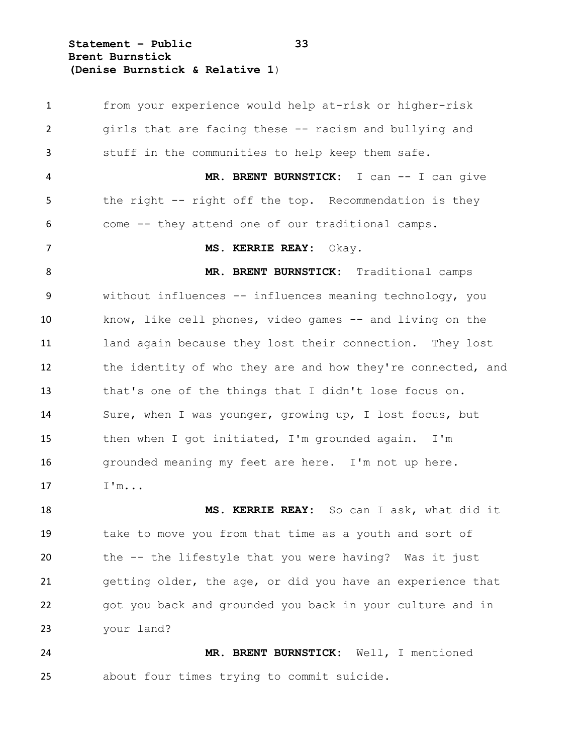from your experience would help at-risk or higher-risk girls that are facing these -- racism and bullying and stuff in the communities to help keep them safe.

**MR. BRENT BURNSTICK:** I can -- I can give the right -- right off the top. Recommendation is they come -- they attend one of our traditional camps.

**MS. KERRIE REAY:** Okay.

**MR. BRENT BURNSTICK:** Traditional camps without influences -- influences meaning technology, you know, like cell phones, video games -- and living on the land again because they lost their connection. They lost the identity of who they are and how they're connected, and that's one of the things that I didn't lose focus on. Sure, when I was younger, growing up, I lost focus, but then when I got initiated, I'm grounded again. I'm grounded meaning my feet are here. I'm not up here. I'm...

**MS. KERRIE REAY:** So can I ask, what did it take to move you from that time as a youth and sort of the -- the lifestyle that you were having? Was it just getting older, the age, or did you have an experience that got you back and grounded you back in your culture and in your land?

**MR. BRENT BURNSTICK:** Well, I mentioned about four times trying to commit suicide.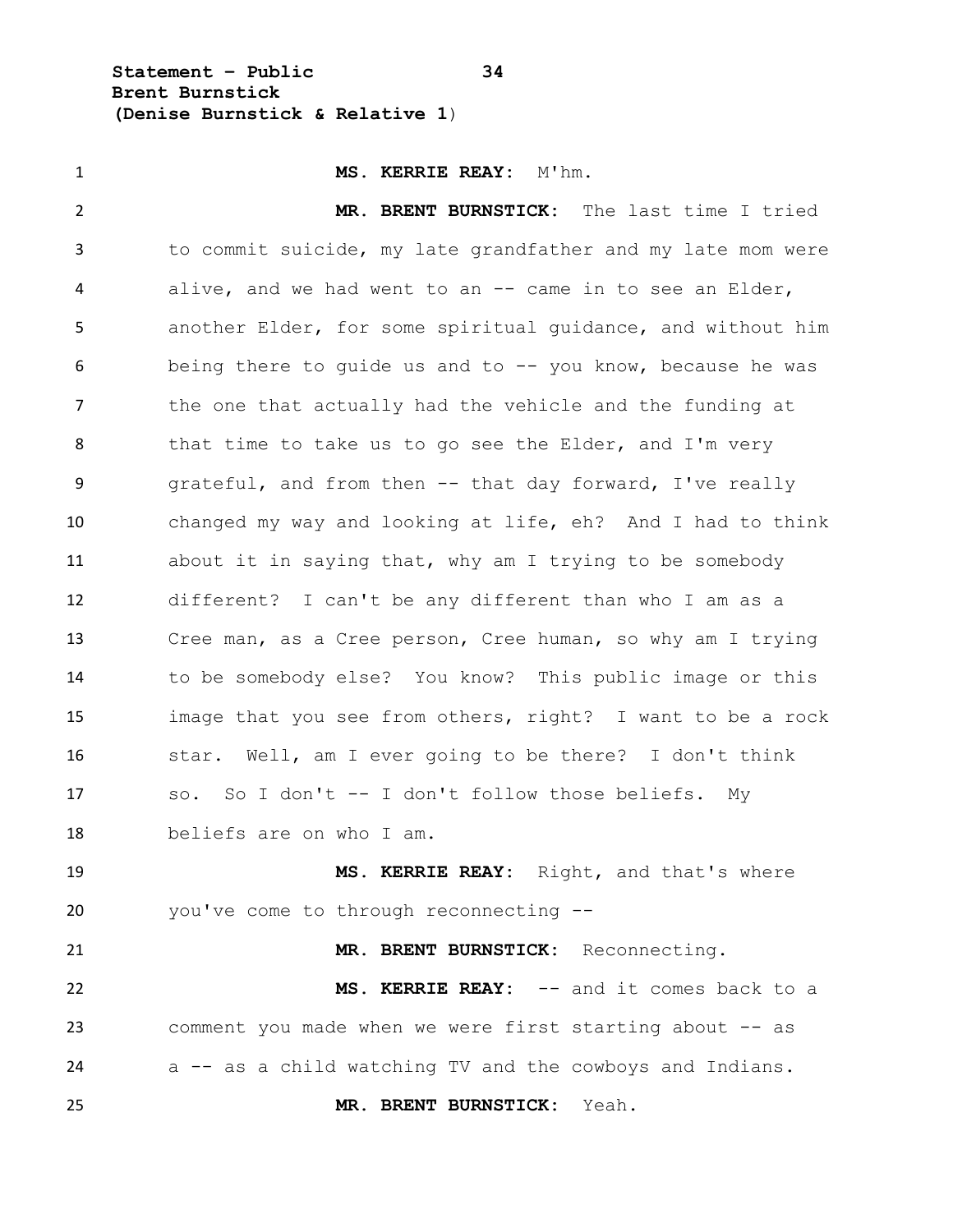**MS. KERRIE REAY:** M'hm.

**MR. BRENT BURNSTICK:** The last time I tried to commit suicide, my late grandfather and my late mom were alive, and we had went to an -- came in to see an Elder, another Elder, for some spiritual guidance, and without him being there to guide us and to -- you know, because he was the one that actually had the vehicle and the funding at that time to take us to go see the Elder, and I'm very grateful, and from then -- that day forward, I've really changed my way and looking at life, eh? And I had to think about it in saying that, why am I trying to be somebody different? I can't be any different than who I am as a Cree man, as a Cree person, Cree human, so why am I trying to be somebody else? You know? This public image or this image that you see from others, right? I want to be a rock star. Well, am I ever going to be there? I don't think so. So I don't -- I don't follow those beliefs. My beliefs are on who I am.

**MS. KERRIE REAY:** Right, and that's where you've come to through reconnecting --

**MR. BRENT BURNSTICK:** Reconnecting.

**MS. KERRIE REAY:** -- and it comes back to a comment you made when we were first starting about -- as a -- as a child watching TV and the cowboys and Indians.

**MR. BRENT BURNSTICK:** Yeah.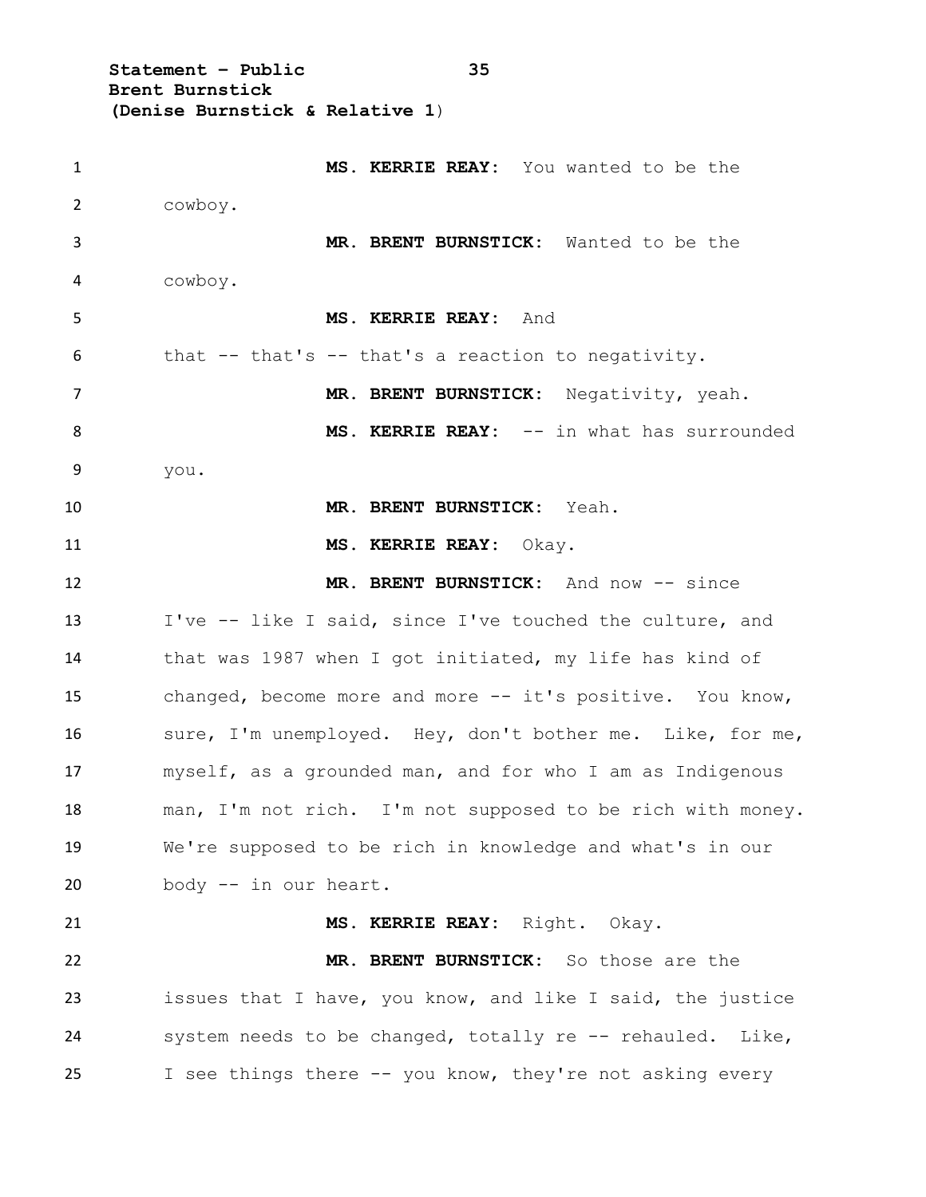**MS. KERRIE REAY:** You wanted to be the cowboy.

**MR. BRENT BURNSTICK:** Wanted to be the cowboy.

**MS. KERRIE REAY:** And that -- that's -- that's a reaction to negativity.

**MR. BRENT BURNSTICK:** Negativity, yeah.

**MS. KERRIE REAY:** -- in what has surrounded you.

**MR. BRENT BURNSTICK:** Yeah.

**MS. KERRIE REAY:** Okay.

**MR. BRENT BURNSTICK:** And now -- since I've -- like I said, since I've touched the culture, and that was 1987 when I got initiated, my life has kind of changed, become more and more -- it's positive. You know, sure, I'm unemployed. Hey, don't bother me. Like, for me, myself, as a grounded man, and for who I am as Indigenous man, I'm not rich. I'm not supposed to be rich with money. We're supposed to be rich in knowledge and what's in our body -- in our heart.

**MS. KERRIE REAY:** Right. Okay.

**MR. BRENT BURNSTICK:** So those are the issues that I have, you know, and like I said, the justice system needs to be changed, totally re -- rehauled. Like, I see things there -- you know, they're not asking every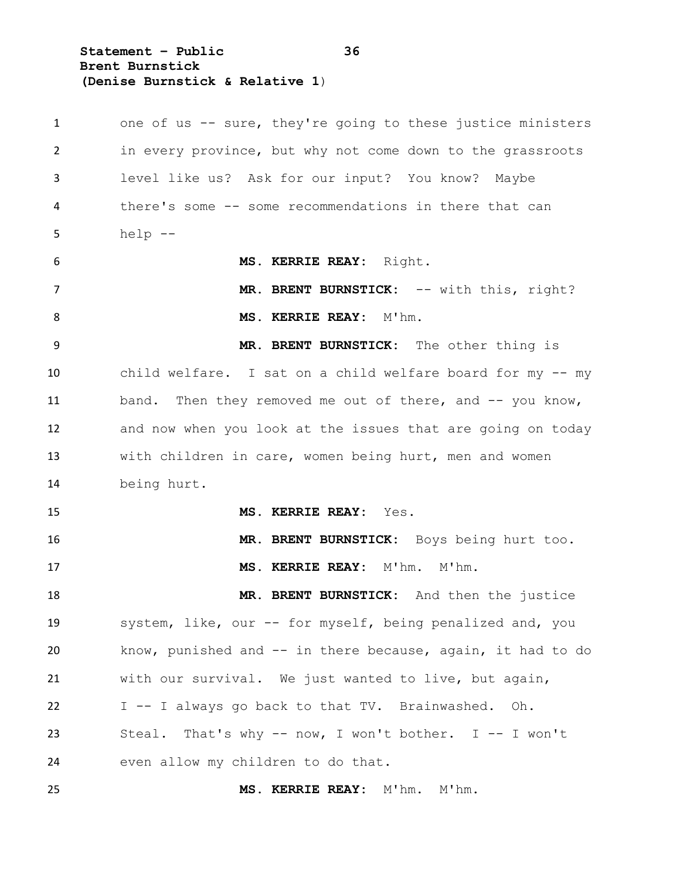one of us -- sure, they're going to these justice ministers in every province, but why not come down to the grassroots level like us? Ask for our input? You know? Maybe there's some -- some recommendations in there that can help --

**MS. KERRIE REAY:** Right.

**MR. BRENT BURNSTICK:** -- with this, right?

**MS. KERRIE REAY:** M'hm.

**MR. BRENT BURNSTICK:** The other thing is child welfare. I sat on a child welfare board for my -- my band. Then they removed me out of there, and -- you know, and now when you look at the issues that are going on today with children in care, women being hurt, men and women being hurt.

**MS. KERRIE REAY:** Yes.

**MR. BRENT BURNSTICK:** Boys being hurt too.

**MS. KERRIE REAY:** M'hm. M'hm.

**MR. BRENT BURNSTICK:** And then the justice system, like, our -- for myself, being penalized and, you know, punished and -- in there because, again, it had to do with our survival. We just wanted to live, but again, I -- I always go back to that TV. Brainwashed. Oh. Steal. That's why -- now, I won't bother. I -- I won't even allow my children to do that.

**MS. KERRIE REAY:** M'hm. M'hm.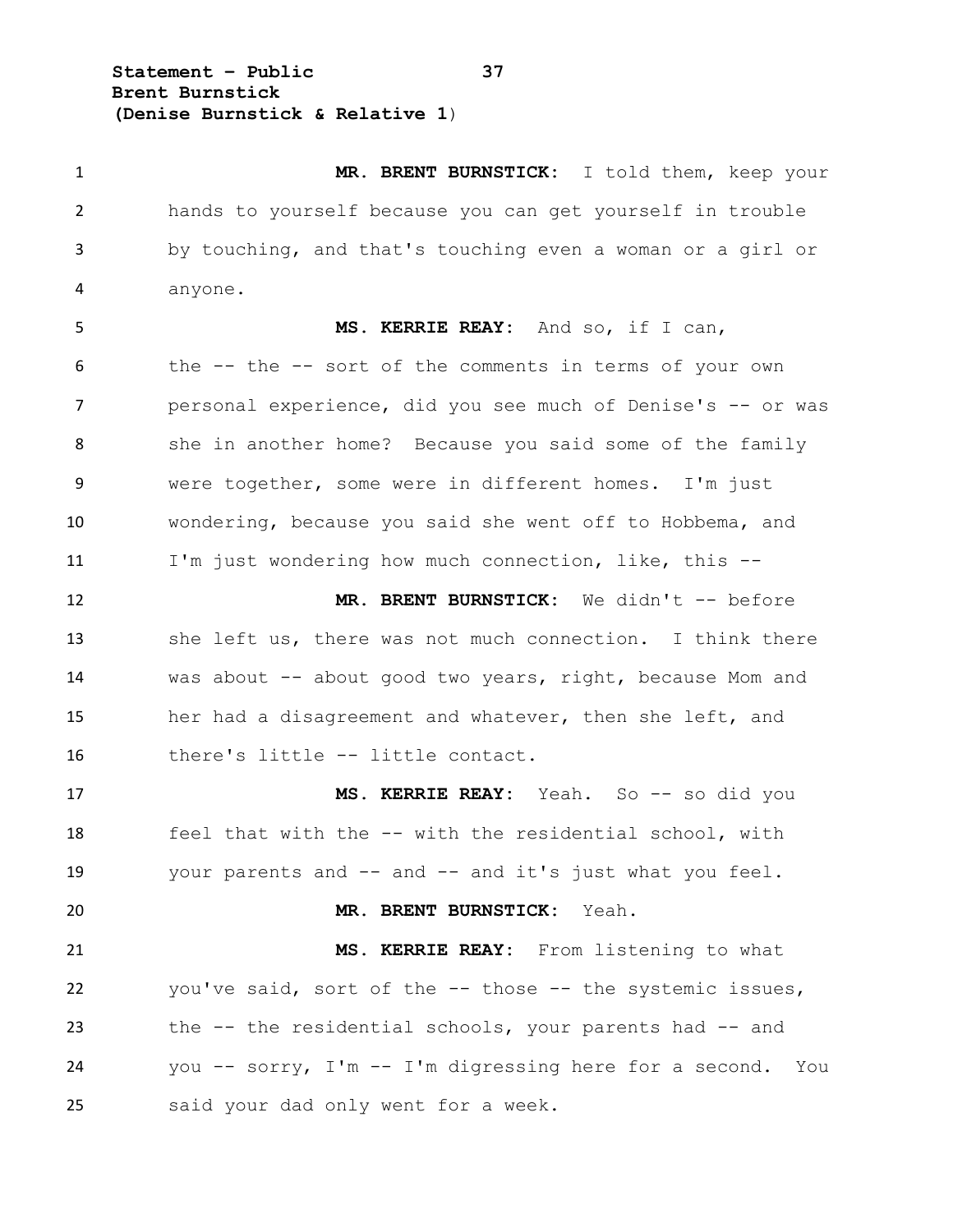**MR. BRENT BURNSTICK:** I told them, keep your hands to yourself because you can get yourself in trouble by touching, and that's touching even a woman or a girl or anyone.

**MS. KERRIE REAY:** And so, if I can, the -- the -- sort of the comments in terms of your own personal experience, did you see much of Denise's -- or was she in another home? Because you said some of the family were together, some were in different homes. I'm just wondering, because you said she went off to Hobbema, and I'm just wondering how much connection, like, this --

**MR. BRENT BURNSTICK:** We didn't -- before she left us, there was not much connection. I think there was about -- about good two years, right, because Mom and her had a disagreement and whatever, then she left, and there's little -- little contact.

**MS. KERRIE REAY:** Yeah. So -- so did you feel that with the -- with the residential school, with your parents and -- and -- and it's just what you feel.

**MR. BRENT BURNSTICK:** Yeah.

**MS. KERRIE REAY:** From listening to what you've said, sort of the -- those -- the systemic issues, the -- the residential schools, your parents had -- and you -- sorry, I'm -- I'm digressing here for a second. You said your dad only went for a week.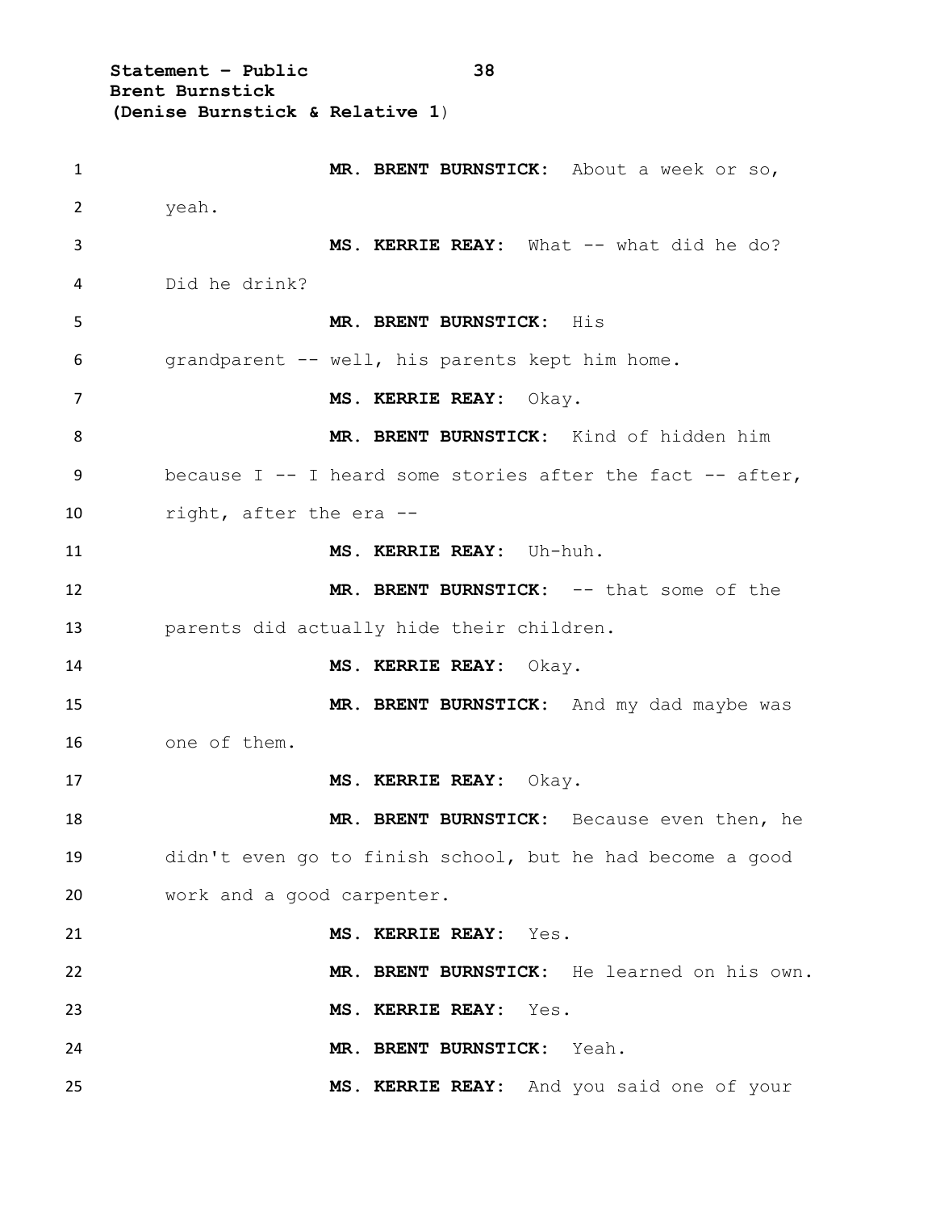**MR. BRENT BURNSTICK:** About a week or so, yeah.

**MS. KERRIE REAY:** What -- what did he do? Did he drink?

**MR. BRENT BURNSTICK:** His grandparent -- well, his parents kept him home.

**MS. KERRIE REAY:** Okay.

**MR. BRENT BURNSTICK:** Kind of hidden him because I -- I heard some stories after the fact -- after, right, after the era --

**MS. KERRIE REAY:** Uh-huh.

**MR. BRENT BURNSTICK:** -- that some of the parents did actually hide their children.

**MS. KERRIE REAY:** Okay.

**MR. BRENT BURNSTICK:** And my dad maybe was one of them.

**MS. KERRIE REAY:** Okay.

**MR. BRENT BURNSTICK:** Because even then, he didn't even go to finish school, but he had become a good work and a good carpenter.

**MS. KERRIE REAY:** Yes.

**MR. BRENT BURNSTICK:** He learned on his own.

**MS. KERRIE REAY:** Yes.

**MR. BRENT BURNSTICK:** Yeah.

**MS. KERRIE REAY:** And you said one of your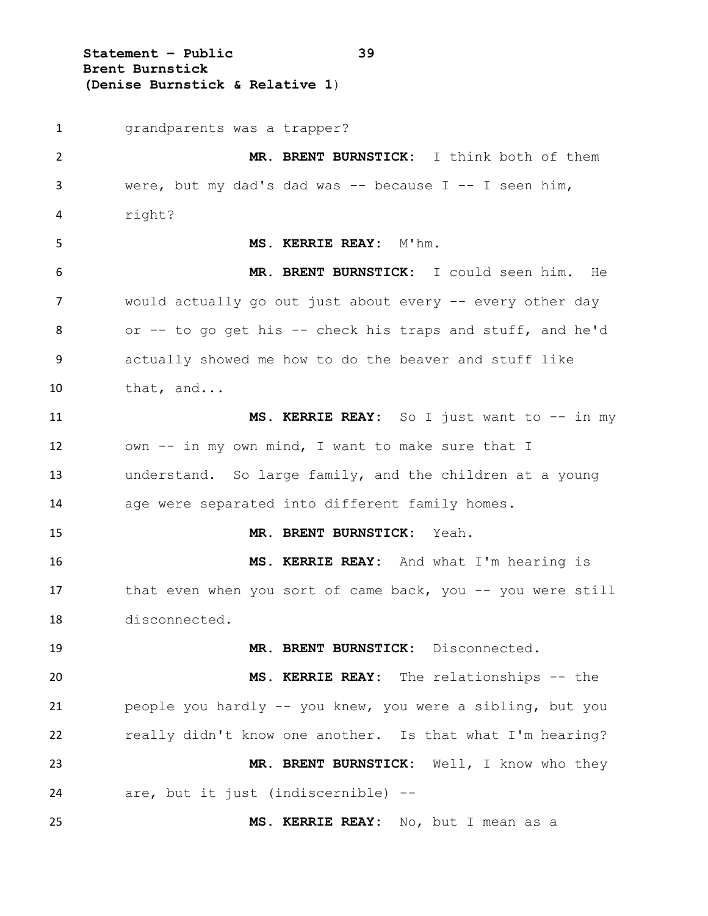grandparents was a trapper?

**MR. BRENT BURNSTICK:** I think both of them were, but my dad's dad was -- because I -- I seen him, right?

**MS. KERRIE REAY:** M'hm.

**MR. BRENT BURNSTICK:** I could seen him. He would actually go out just about every -- every other day or -- to go get his -- check his traps and stuff, and he'd actually showed me how to do the beaver and stuff like that, and...

**MS. KERRIE REAY:** So I just want to -- in my own -- in my own mind, I want to make sure that I understand. So large family, and the children at a young age were separated into different family homes.

**MR. BRENT BURNSTICK:** Yeah.

**MS. KERRIE REAY:** And what I'm hearing is that even when you sort of came back, you -- you were still disconnected.

**MR. BRENT BURNSTICK:** Disconnected.

**MS. KERRIE REAY:** The relationships -- the people you hardly -- you knew, you were a sibling, but you really didn't know one another. Is that what I'm hearing?

**MR. BRENT BURNSTICK:** Well, I know who they are, but it just (indiscernible) --

**MS. KERRIE REAY:** No, but I mean as a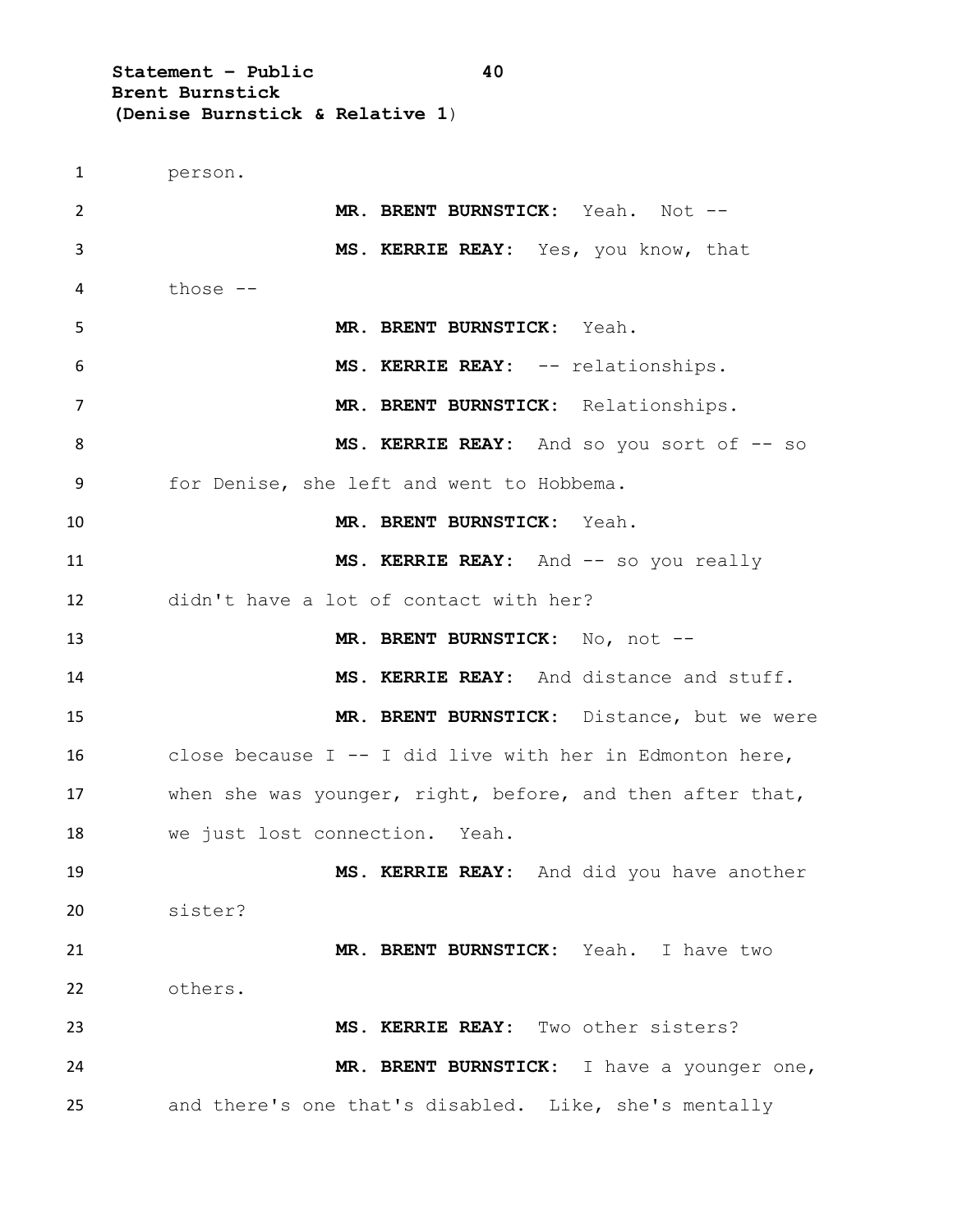person.

**MR. BRENT BURNSTICK**: Yeah. Not --

**MS. KERRIE REAY**: Yes, you know, that those --

**MR. BRENT BURNSTICK**: Yeah.

**MS. KERRIE REAY**: -- relationships.

**MR. BRENT BURNSTICK**: Relationships.

**MS. KERRIE REAY**: And so you sort of -- so for Denise, she left and went to Hobbema.

**MR. BRENT BURNSTICK**: Yeah.

**MS. KERRIE REAY**: And -- so you really didn't have a lot of contact with her?

**MR. BRENT BURNSTICK**: No, not --

**MS. KERRIE REAY**: And distance and stuff.

**MR. BRENT BURNSTICK**: Distance, but we were close because I -- I did live with her in Edmonton here, when she was younger, right, before, and then after that, we just lost connection. Yeah.

**MS. KERRIE REAY**: And did you have another sister?

**MR. BRENT BURNSTICK**: Yeah. I have two others.

**MS. KERRIE REAY**: Two other sisters?

**MR. BRENT BURNSTICK**: I have a younger one, and there's one that's disabled. Like, she's mentally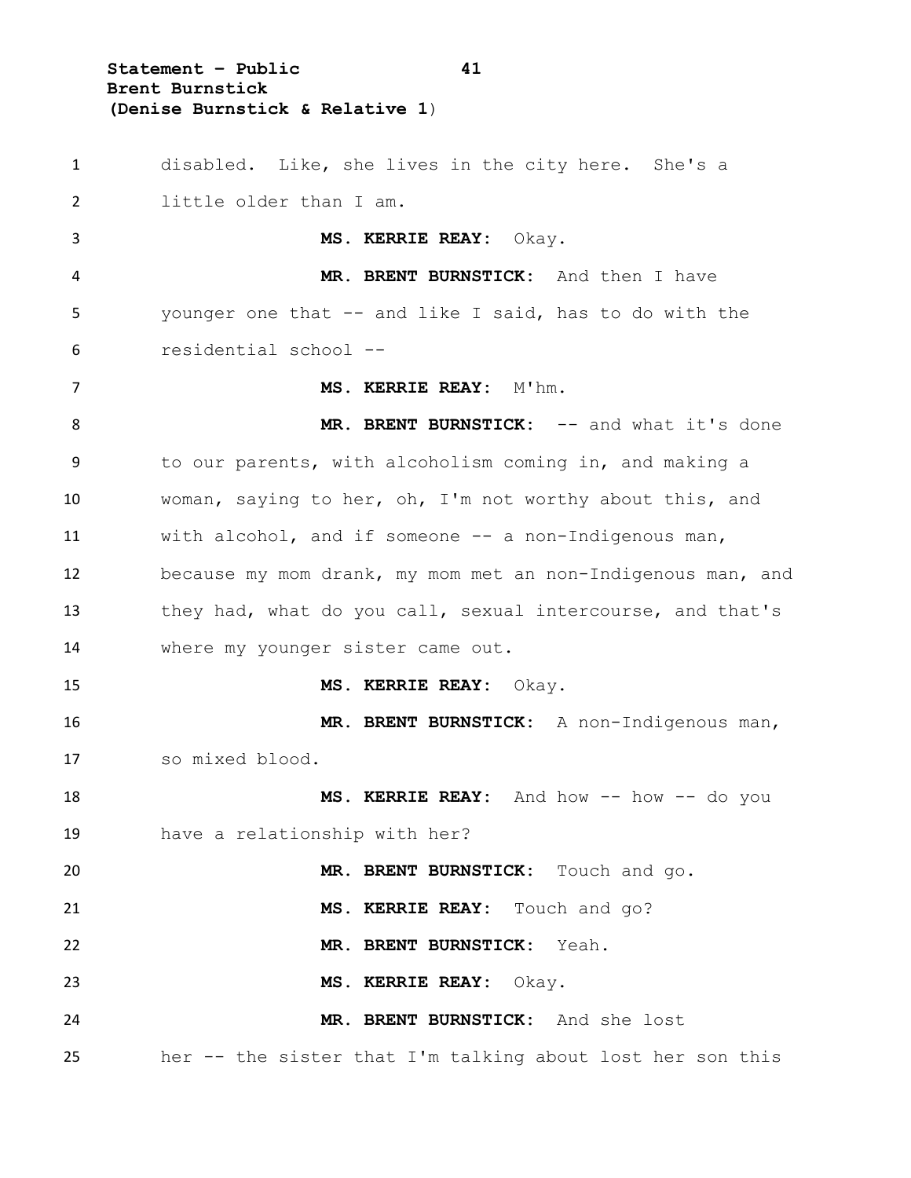disabled. Like, she lives in the city here. She's a little older than I am.

**MS. KERRIE REAY:** Okay.

**MR. BRENT BURNSTICK:** And then I have younger one that -- and like I said, has to do with the residential school --

**MS. KERRIE REAY:** M'hm.

**MR. BRENT BURNSTICK:** -- and what it's done to our parents, with alcoholism coming in, and making a woman, saying to her, oh, I'm not worthy about this, and with alcohol, and if someone -- a non-Indigenous man, because my mom drank, my mom met an non-Indigenous man, and they had, what do you call, sexual intercourse, and that's where my younger sister came out.

**MS. KERRIE REAY:** Okay.

**MR. BRENT BURNSTICK:** A non-Indigenous man, so mixed blood.

**MS. KERRIE REAY:** And how -- how -- do you have a relationship with her?

**MR. BRENT BURNSTICK:** Touch and go.

**MS. KERRIE REAY:** Touch and go?

**MR. BRENT BURNSTICK:** Yeah.

**MS. KERRIE REAY:** Okay.

**MR. BRENT BURNSTICK:** And she lost her -- the sister that I'm talking about lost her son this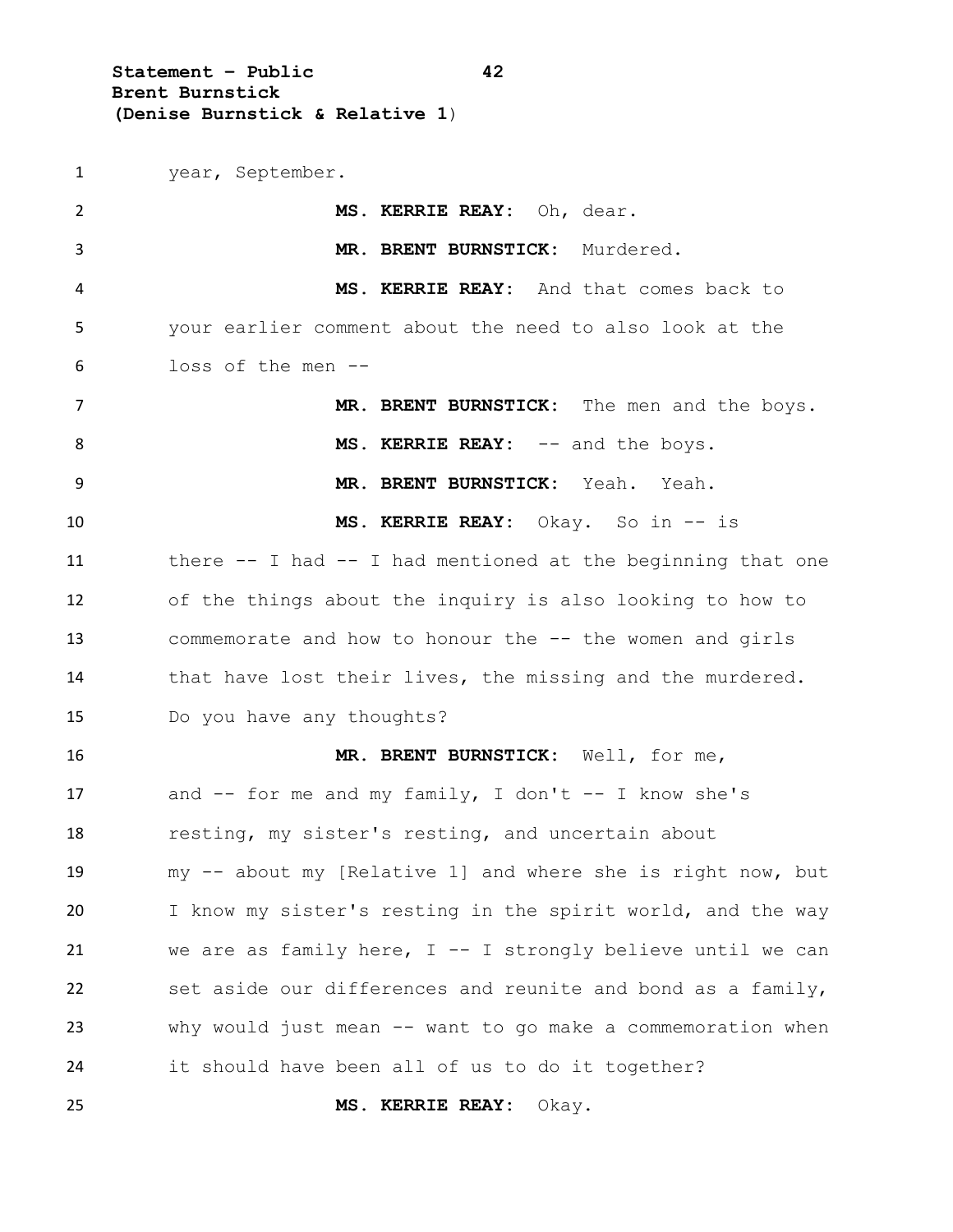year, September.

**MS. KERRIE REAY:** Oh, dear.

**MR. BRENT BURNSTICK:** Murdered.

**MS. KERRIE REAY:** And that comes back to your earlier comment about the need to also look at the loss of the men --

**MR. BRENT BURNSTICK:** The men and the boys.

**MS. KERRIE REAY:** -- and the boys.

**MR. BRENT BURNSTICK:** Yeah. Yeah.

**MS. KERRIE REAY:** Okay. So in -- is there -- I had -- I had mentioned at the beginning that one of the things about the inquiry is also looking to how to commemorate and how to honour the -- the women and girls that have lost their lives, the missing and the murdered. Do you have any thoughts?

**MR. BRENT BURNSTICK:** Well, for me, and -- for me and my family, I don't -- I know she's resting, my sister's resting, and uncertain about my -- about my [Relative 1] and where she is right now, but I know my sister's resting in the spirit world, and the way we are as family here, I -- I strongly believe until we can set aside our differences and reunite and bond as a family, why would just mean -- want to go make a commemoration when it should have been all of us to do it together?

**MS. KERRIE REAY:** Okay.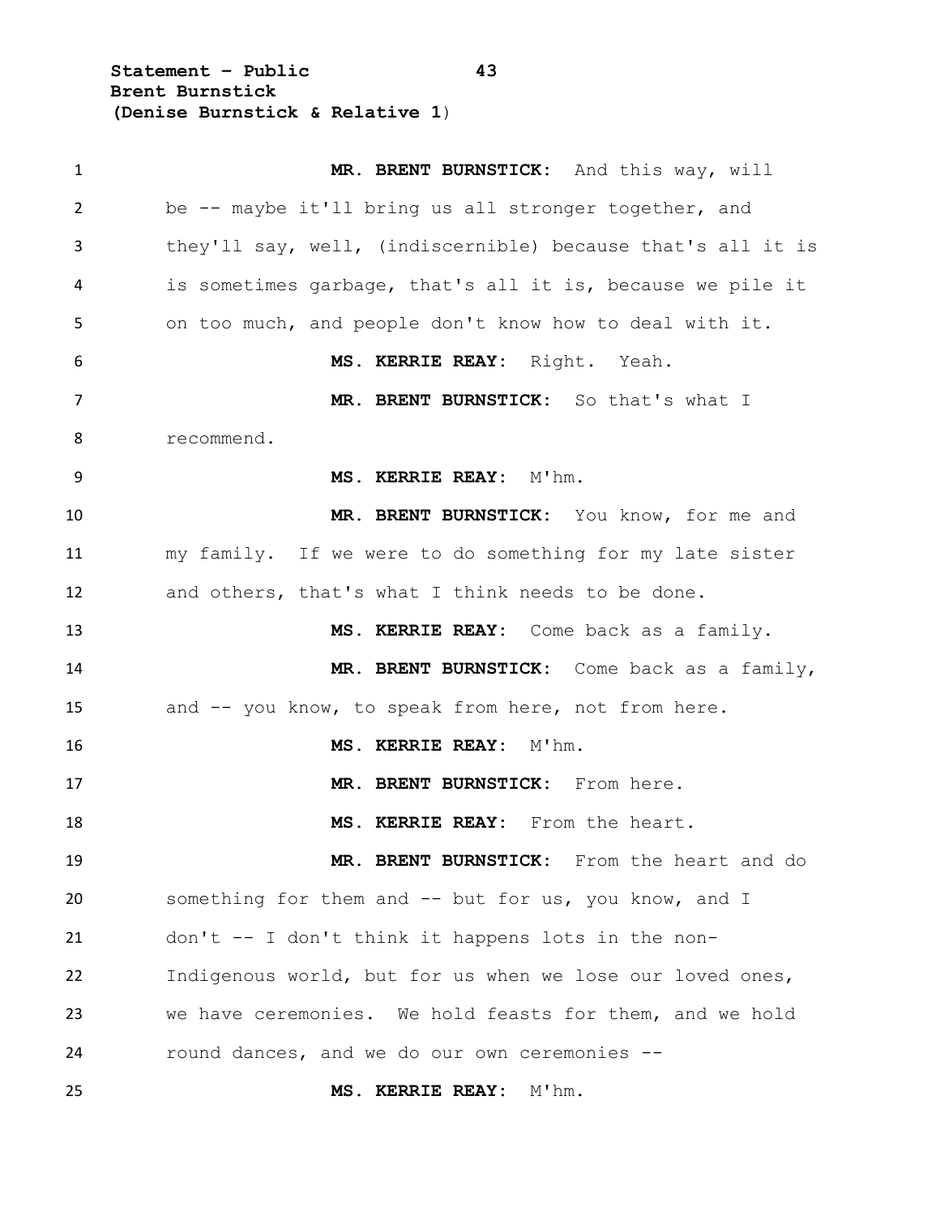**MR. BRENT BURNSTICK:** And this way, will be -- maybe it'll bring us all stronger together, and they'll say, well, (indiscernible) because that's all it is is sometimes garbage, that's all it is, because we pile it on too much, and people don't know how to deal with it.

**MS. KERRIE REAY:** Right. Yeah.

**MR. BRENT BURNSTICK:** So that's what I recommend.

**MS. KERRIE REAY:** M'hm.

**MR. BRENT BURNSTICK:** You know, for me and my family. If we were to do something for my late sister and others, that's what I think needs to be done.

**MS. KERRIE REAY:** Come back as a family.

**MR. BRENT BURNSTICK:** Come back as a family, and -- you know, to speak from here, not from here.

**MS. KERRIE REAY:** M'hm.

**MR. BRENT BURNSTICK:** From here.

**MS. KERRIE REAY:** From the heart.

**MR. BRENT BURNSTICK:** From the heart and do something for them and -- but for us, you know, and I don't -- I don't think it happens lots in the non-Indigenous world, but for us when we lose our loved ones, we have ceremonies. We hold feasts for them, and we hold round dances, and we do our own ceremonies --

**MS. KERRIE REAY:** M'hm.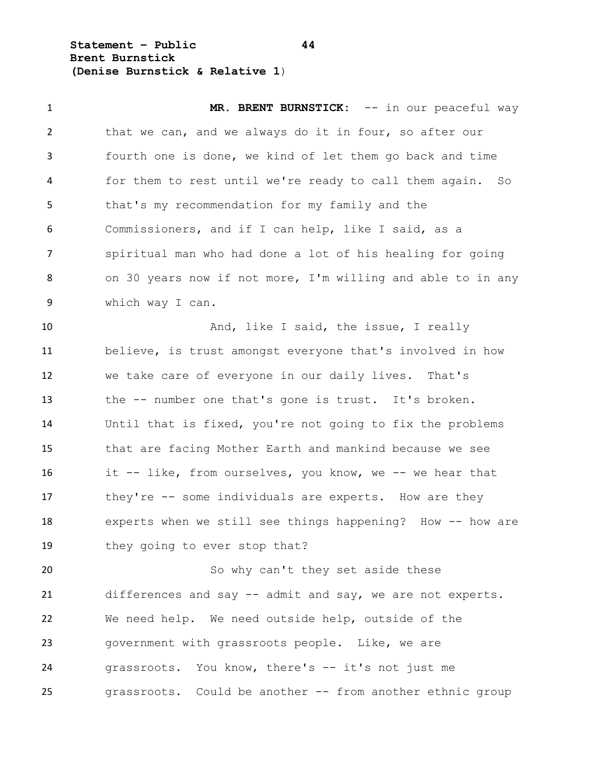**MR. BRENT BURNSTICK:** -- in our peaceful way that we can, and we always do it in four, so after our fourth one is done, we kind of let them go back and time for them to rest until we're ready to call them again. So that's my recommendation for my family and the Commissioners, and if I can help, like I said, as a spiritual man who had done a lot of his healing for going on 30 years now if not more, I'm willing and able to in any which way I can.

And, like I said, the issue, I really believe, is trust amongst everyone that's involved in how we take care of everyone in our daily lives. That's the -- number one that's gone is trust. It's broken. Until that is fixed, you're not going to fix the problems that are facing Mother Earth and mankind because we see it -- like, from ourselves, you know, we -- we hear that they're -- some individuals are experts. How are they experts when we still see things happening? How -- how are they going to ever stop that?

So why can't they set aside these differences and say -- admit and say, we are not experts. We need help. We need outside help, outside of the government with grassroots people. Like, we are grassroots. You know, there's -- it's not just me grassroots. Could be another -- from another ethnic group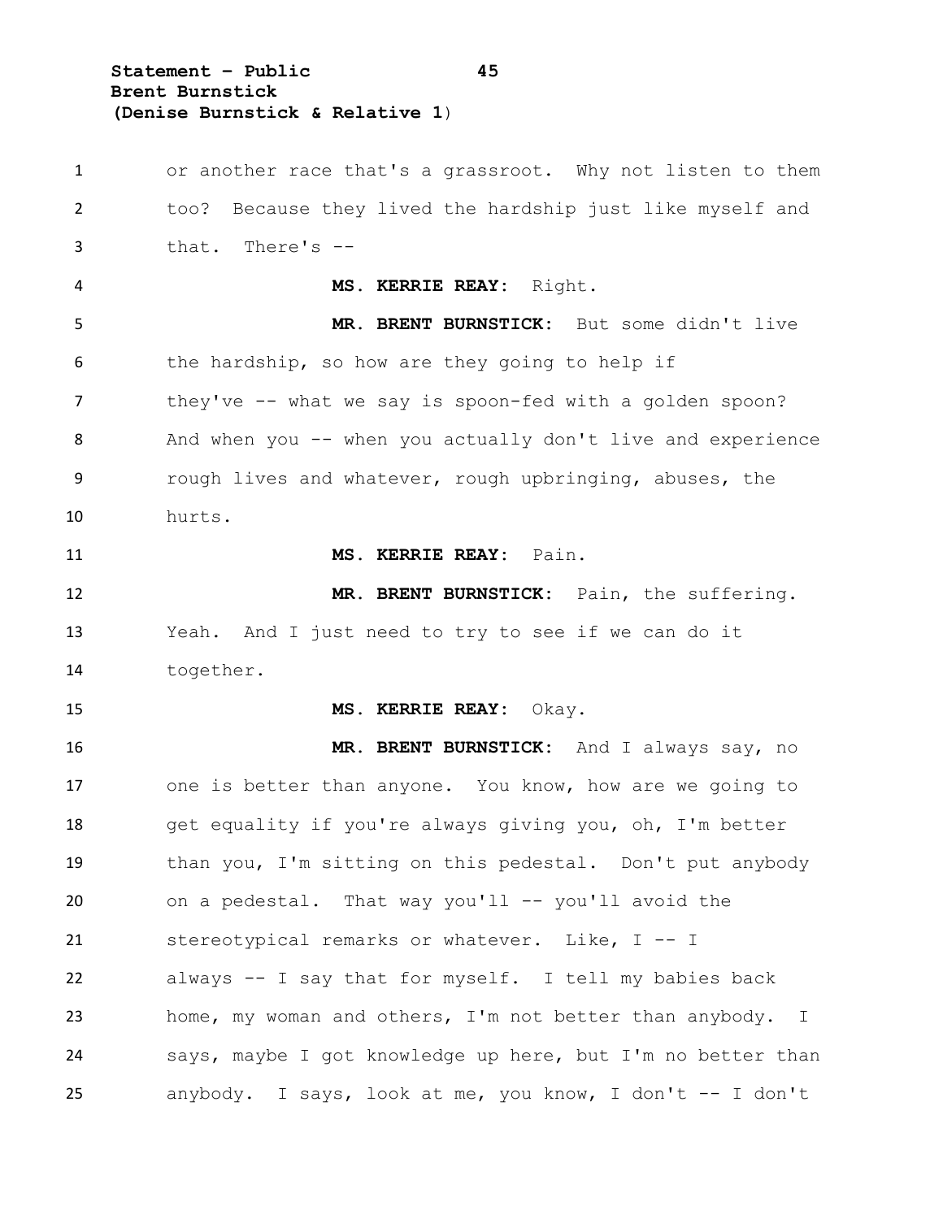or another race that's a grassroot. Why not listen to them too? Because they lived the hardship just like myself and that. There's --

**MS. KERRIE REAY:** Right.

**MR. BRENT BURNSTICK:** But some didn't live the hardship, so how are they going to help if they've -- what we say is spoon-fed with a golden spoon? And when you -- when you actually don't live and experience rough lives and whatever, rough upbringing, abuses, the hurts.

**MS. KERRIE REAY:** Pain.

**MR. BRENT BURNSTICK:** Pain, the suffering. Yeah. And I just need to try to see if we can do it together.

**MS. KERRIE REAY:** Okay.

**MR. BRENT BURNSTICK:** And I always say, no one is better than anyone. You know, how are we going to get equality if you're always giving you, oh, I'm better than you, I'm sitting on this pedestal. Don't put anybody on a pedestal. That way you'll -- you'll avoid the stereotypical remarks or whatever. Like, I -- I always -- I say that for myself. I tell my babies back home, my woman and others, I'm not better than anybody. I says, maybe I got knowledge up here, but I'm no better than anybody. I says, look at me, you know, I don't -- I don't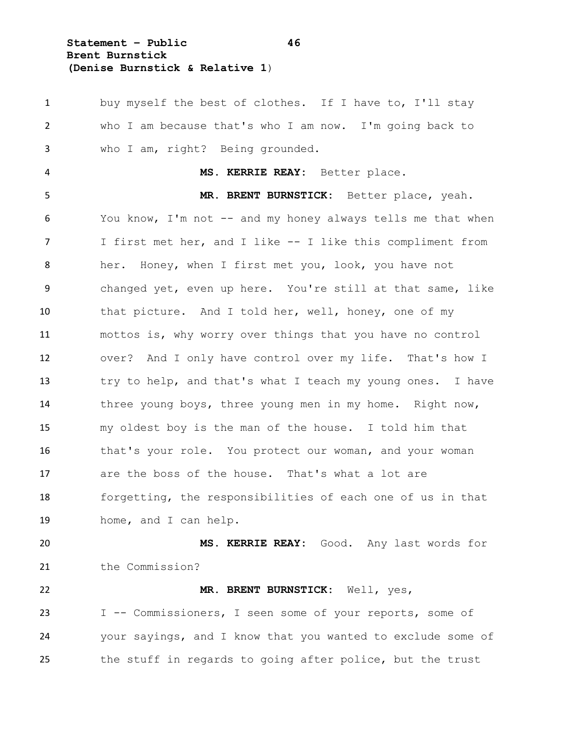buy myself the best of clothes. If I have to, I'll stay who I am because that's who I am now. I'm going back to who I am, right? Being grounded.

**MS. KERRIE REAY:** Better place.

**MR. BRENT BURNSTICK:** Better place, yeah. You know, I'm not -- and my honey always tells me that when I first met her, and I like -- I like this compliment from her. Honey, when I first met you, look, you have not changed yet, even up here. You're still at that same, like that picture. And I told her, well, honey, one of my mottos is, why worry over things that you have no control over? And I only have control over my life. That's how I try to help, and that's what I teach my young ones. I have three young boys, three young men in my home. Right now, my oldest boy is the man of the house. I told him that that's your role. You protect our woman, and your woman are the boss of the house. That's what a lot are forgetting, the responsibilities of each one of us in that home, and I can help.

**MS. KERRIE REAY:** Good. Any last words for the Commission?

**MR. BRENT BURNSTICK:** Well, yes, I -- Commissioners, I seen some of your reports, some of your sayings, and I know that you wanted to exclude some of the stuff in regards to going after police, but the trust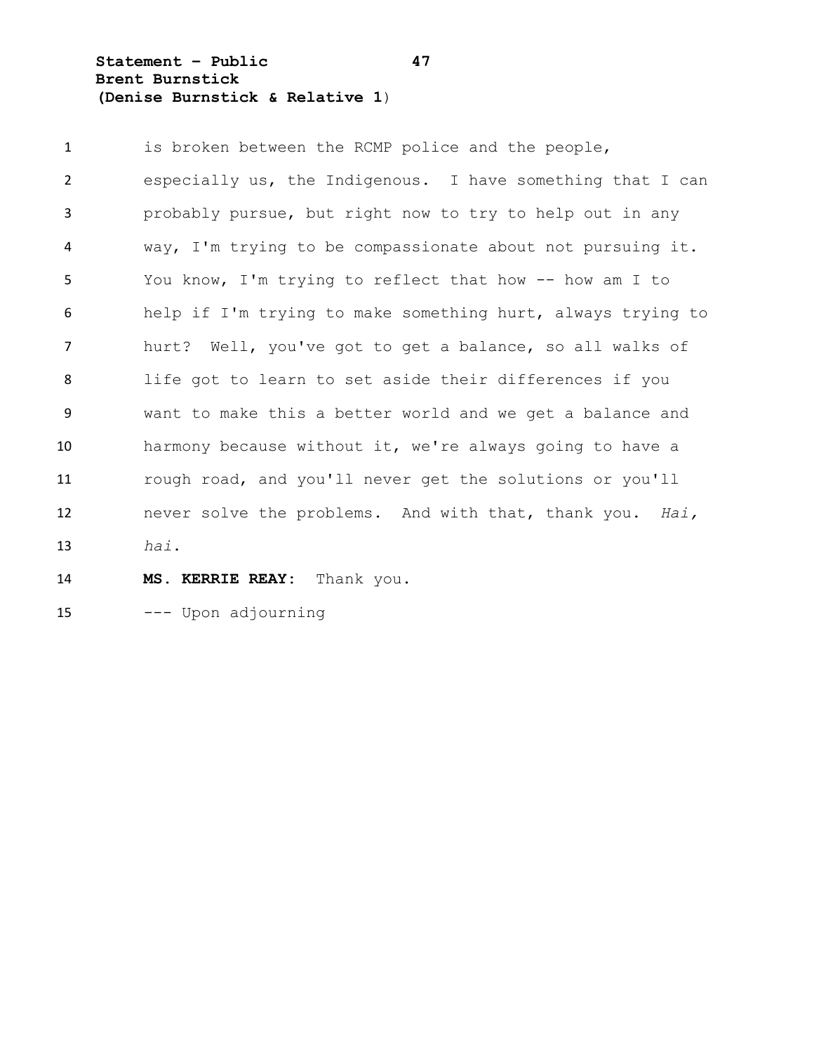is broken between the RCMP police and the people, especially us, the Indigenous. I have something that I can probably pursue, but right now to try to help out in any way, I'm trying to be compassionate about not pursuing it. You know, I'm trying to reflect that how -- how am I to help if I'm trying to make something hurt, always trying to hurt? Well, you've got to get a balance, so all walks of life got to learn to set aside their differences if you want to make this a better world and we get a balance and harmony because without it, we're always going to have a rough road, and you'll never get the solutions or you'll never solve the problems. And with that, thank you. *Hai, hai.*

**MS. KERRIE REAY:** Thank you.

--- Upon adjourning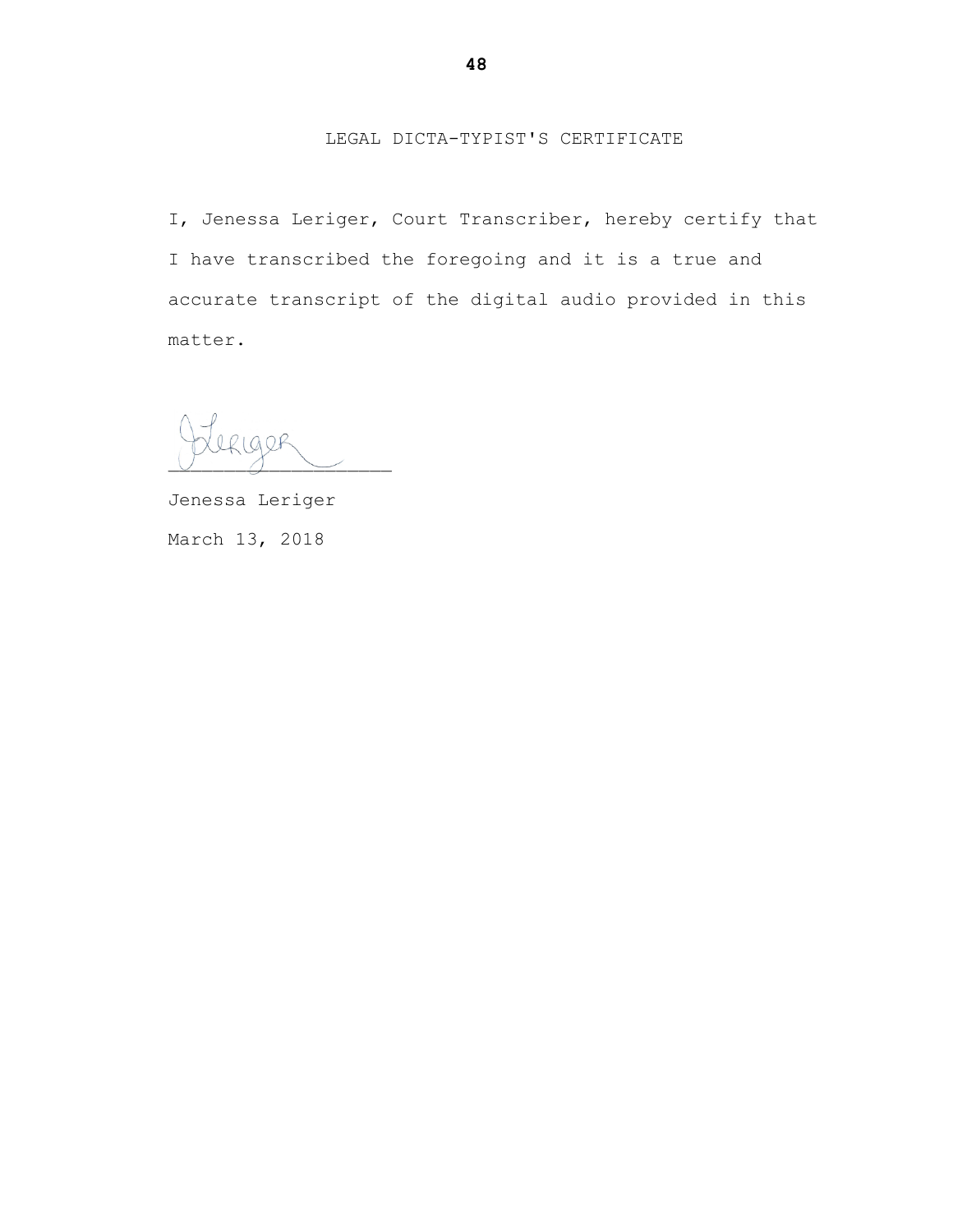LEGAL DICTA-TYPIST'S CERTIFICATE

I, Jenessa Leriger, Court Transcriber, hereby certify that I have transcribed the foregoing and it is a true and accurate transcript of the digital audio provided in this matter.

___________________

Jenessa Leriger

March 13, 2018